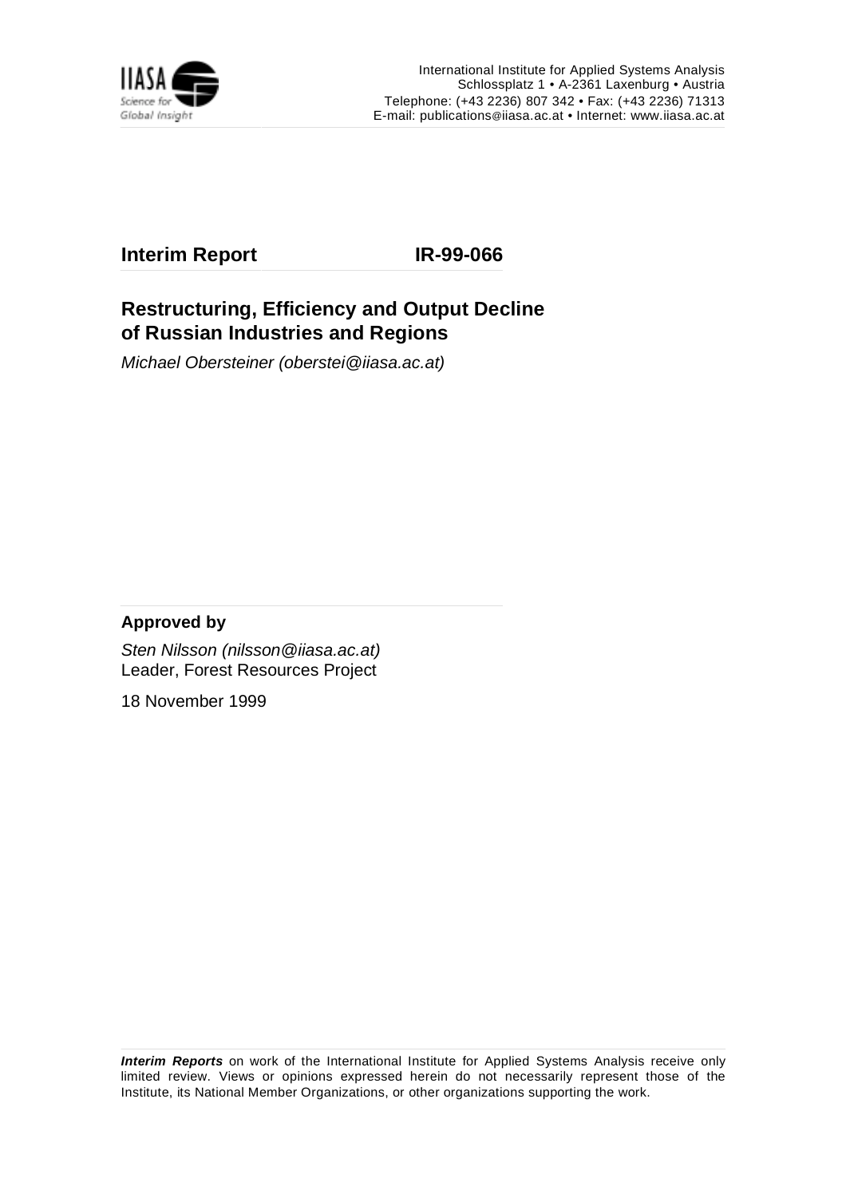International Institute for Applied Systems Analysis
Schlossplatz 1 • A-2361 Laxenburg • Austria
Telephone: (+43 2236) 807 342 • Fax: (+43 2236) 71313
E-mail: publications@iiasa.ac.at • Internet: www.iiasa.ac.at

**Interim Report** **IR-99-066**

# Restructuring, Efficiency and Output Decline of Russian Industries and Regions

*Michael Obersteiner (oberstei@iiasa.ac.at)*

**Approved by**

*Sten Nilsson (nilsson@iiasa.ac.at)*
Leader, Forest Resources Project

18 November 1999

***Interim Reports*** on work of the International Institute for Applied Systems Analysis receive only limited review. Views or opinions expressed herein do not necessarily represent those of the Institute, its National Member Organizations, or other organizations supporting the work.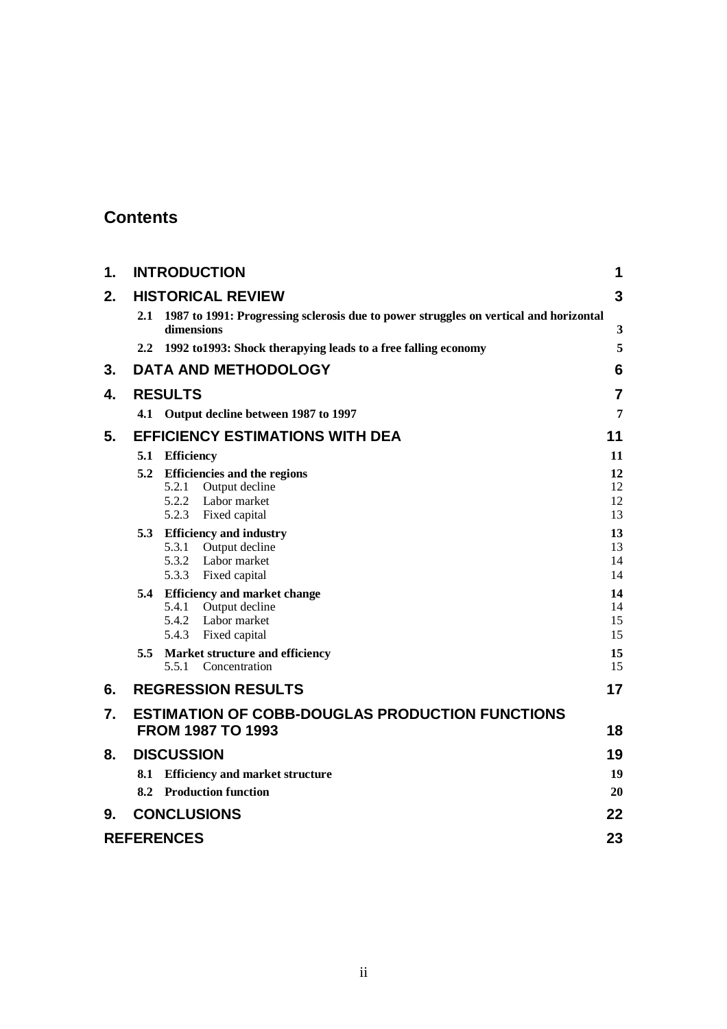# Contents

| | | |
|---|---|---|
| **1.** | **INTRODUCTION** | **1** |
| **2.** | **HISTORICAL REVIEW** | **3** |
| | **2.1 1987 to 1991: Progressing sclerosis due to power struggles on vertical and horizontal dimensions** | **3** |
| | **2.2 1992 to1993: Shock therapying leads to a free falling economy** | **5** |
| **3.** | **DATA AND METHODOLOGY** | **6** |
| **4.** | **RESULTS** | **7** |
| | **4.1 Output decline between 1987 to 1997** | **7** |
| **5.** | **EFFICIENCY ESTIMATIONS WITH DEA** | **11** |
| | **5.1 Efficiency** | **11** |
| | **5.2 Efficiencies and the regions** | **12** |
| | 5.2.1 Output decline | 12 |
| | 5.2.2 Labor market | 12 |
| | 5.2.3 Fixed capital | 13 |
| | **5.3 Efficiency and industry** | **13** |
| | 5.3.1 Output decline | 13 |
| | 5.3.2 Labor market | 14 |
| | 5.3.3 Fixed capital | 14 |
| | **5.4 Efficiency and market change** | **14** |
| | 5.4.1 Output decline | 14 |
| | 5.4.2 Labor market | 15 |
| | 5.4.3 Fixed capital | 15 |
| | **5.5 Market structure and efficiency** | **15** |
| | 5.5.1 Concentration | 15 |
| **6.** | **REGRESSION RESULTS** | **17** |
| **7.** | **ESTIMATION OF COBB-DOUGLAS PRODUCTION FUNCTIONS FROM 1987 TO 1993** | **18** |
| **8.** | **DISCUSSION** | **19** |
| | **8.1 Efficiency and market structure** | **19** |
| | **8.2 Production function** | **20** |
| **9.** | **CONCLUSIONS** | **22** |
| | **REFERENCES** | **23** |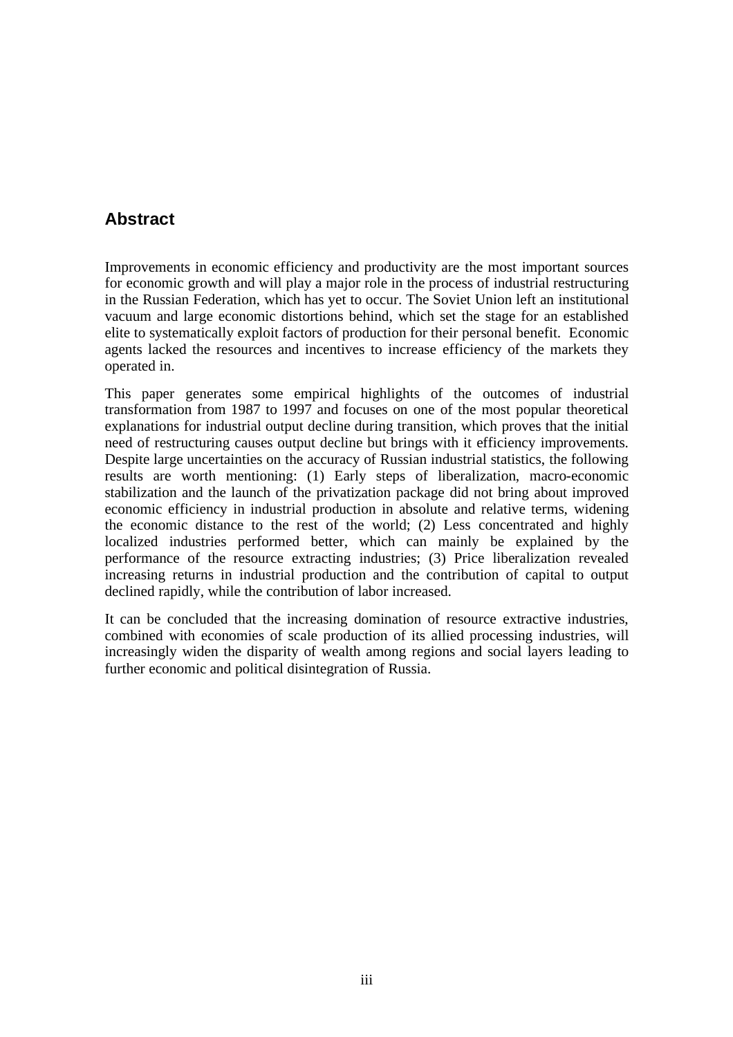## Abstract

Improvements in economic efficiency and productivity are the most important sources for economic growth and will play a major role in the process of industrial restructuring in the Russian Federation, which has yet to occur. The Soviet Union left an institutional vacuum and large economic distortions behind, which set the stage for an established elite to systematically exploit factors of production for their personal benefit. Economic agents lacked the resources and incentives to increase efficiency of the markets they operated in.

This paper generates some empirical highlights of the outcomes of industrial transformation from 1987 to 1997 and focuses on one of the most popular theoretical explanations for industrial output decline during transition, which proves that the initial need of restructuring causes output decline but brings with it efficiency improvements. Despite large uncertainties on the accuracy of Russian industrial statistics, the following results are worth mentioning: (1) Early steps of liberalization, macro-economic stabilization and the launch of the privatization package did not bring about improved economic efficiency in industrial production in absolute and relative terms, widening the economic distance to the rest of the world; (2) Less concentrated and highly localized industries performed better, which can mainly be explained by the performance of the resource extracting industries; (3) Price liberalization revealed increasing returns in industrial production and the contribution of capital to output declined rapidly, while the contribution of labor increased.

It can be concluded that the increasing domination of resource extractive industries, combined with economies of scale production of its allied processing industries, will increasingly widen the disparity of wealth among regions and social layers leading to further economic and political disintegration of Russia.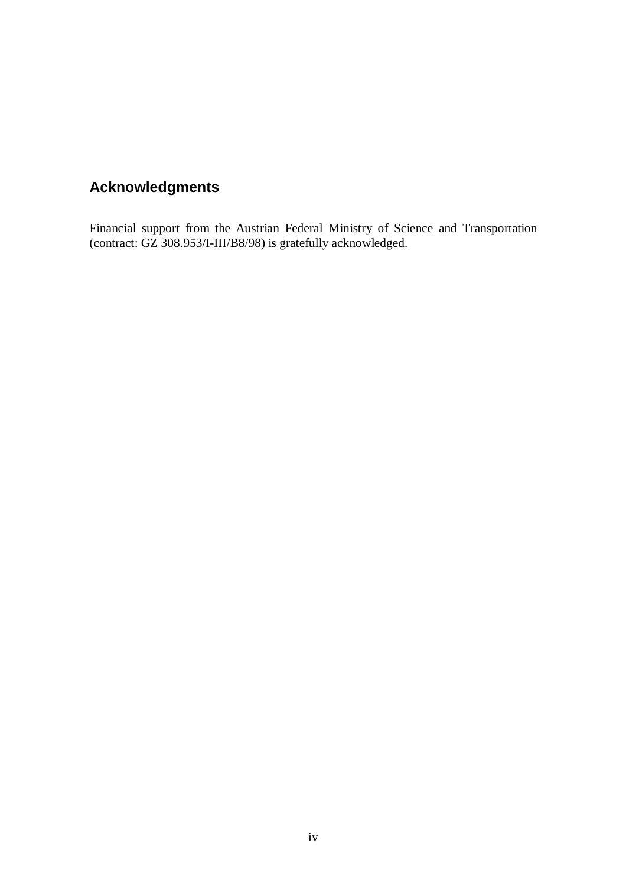## Acknowledgments

Financial support from the Austrian Federal Ministry of Science and Transportation (contract: GZ 308.953/I-III/B8/98) is gratefully acknowledged.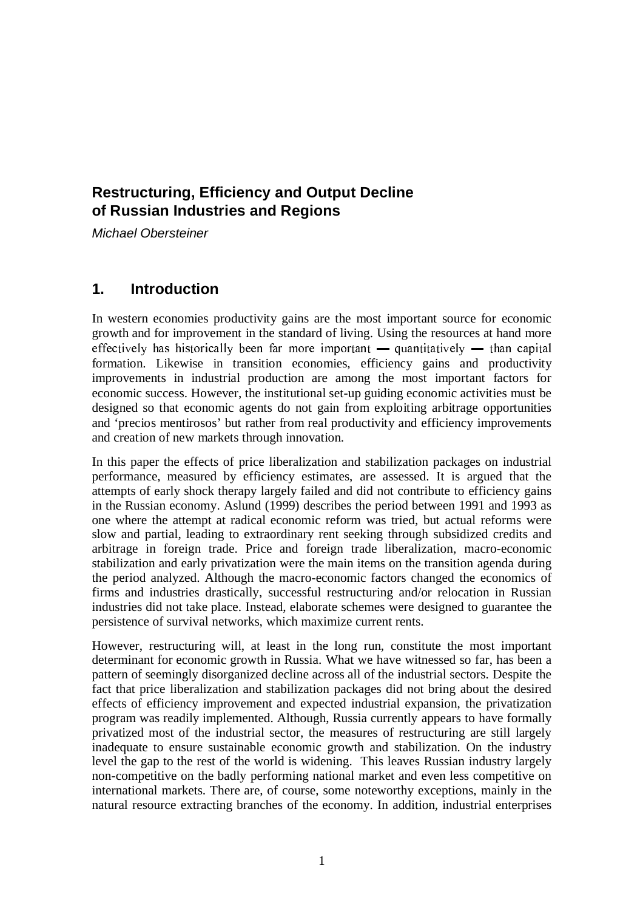## Restructuring, Efficiency and Output Decline of Russian Industries and Regions

*Michael Obersteiner*

## 1. Introduction

In western economies productivity gains are the most important source for economic growth and for improvement in the standard of living. Using the resources at hand more effectively has historically been far more important — quantitatively — than capital formation. Likewise in transition economies, efficiency gains and productivity improvements in industrial production are among the most important factors for economic success. However, the institutional set-up guiding economic activities must be designed so that economic agents do not gain from exploiting arbitrage opportunities and 'precios mentirosos' but rather from real productivity and efficiency improvements and creation of new markets through innovation.

In this paper the effects of price liberalization and stabilization packages on industrial performance, measured by efficiency estimates, are assessed. It is argued that the attempts of early shock therapy largely failed and did not contribute to efficiency gains in the Russian economy. Aslund (1999) describes the period between 1991 and 1993 as one where the attempt at radical economic reform was tried, but actual reforms were slow and partial, leading to extraordinary rent seeking through subsidized credits and arbitrage in foreign trade. Price and foreign trade liberalization, macro-economic stabilization and early privatization were the main items on the transition agenda during the period analyzed. Although the macro-economic factors changed the economics of firms and industries drastically, successful restructuring and/or relocation in Russian industries did not take place. Instead, elaborate schemes were designed to guarantee the persistence of survival networks, which maximize current rents.

However, restructuring will, at least in the long run, constitute the most important determinant for economic growth in Russia. What we have witnessed so far, has been a pattern of seemingly disorganized decline across all of the industrial sectors. Despite the fact that price liberalization and stabilization packages did not bring about the desired effects of efficiency improvement and expected industrial expansion, the privatization program was readily implemented. Although, Russia currently appears to have formally privatized most of the industrial sector, the measures of restructuring are still largely inadequate to ensure sustainable economic growth and stabilization. On the industry level the gap to the rest of the world is widening. This leaves Russian industry largely non-competitive on the badly performing national market and even less competitive on international markets. There are, of course, some noteworthy exceptions, mainly in the natural resource extracting branches of the economy. In addition, industrial enterprises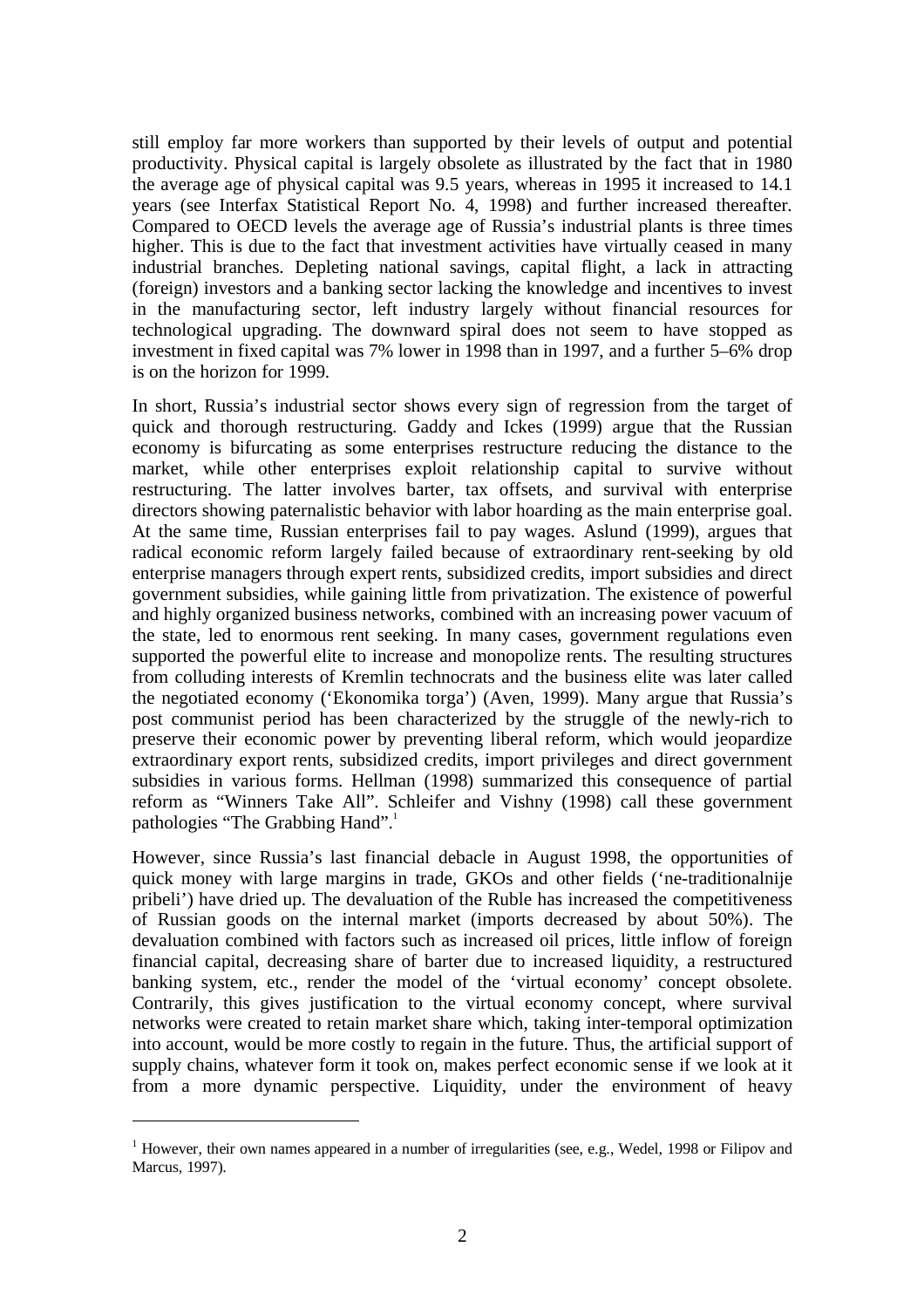still employ far more workers than supported by their levels of output and potential productivity. Physical capital is largely obsolete as illustrated by the fact that in 1980 the average age of physical capital was 9.5 years, whereas in 1995 it increased to 14.1 years (see Interfax Statistical Report No. 4, 1998) and further increased thereafter. Compared to OECD levels the average age of Russia's industrial plants is three times higher. This is due to the fact that investment activities have virtually ceased in many industrial branches. Depleting national savings, capital flight, a lack in attracting (foreign) investors and a banking sector lacking the knowledge and incentives to invest in the manufacturing sector, left industry largely without financial resources for technological upgrading. The downward spiral does not seem to have stopped as investment in fixed capital was 7% lower in 1998 than in 1997, and a further 5–6% drop is on the horizon for 1999.

In short, Russia's industrial sector shows every sign of regression from the target of quick and thorough restructuring. Gaddy and Ickes (1999) argue that the Russian economy is bifurcating as some enterprises restructure reducing the distance to the market, while other enterprises exploit relationship capital to survive without restructuring. The latter involves barter, tax offsets, and survival with enterprise directors showing paternalistic behavior with labor hoarding as the main enterprise goal. At the same time, Russian enterprises fail to pay wages. Aslund (1999), argues that radical economic reform largely failed because of extraordinary rent-seeking by old enterprise managers through expert rents, subsidized credits, import subsidies and direct government subsidies, while gaining little from privatization. The existence of powerful and highly organized business networks, combined with an increasing power vacuum of the state, led to enormous rent seeking. In many cases, government regulations even supported the powerful elite to increase and monopolize rents. The resulting structures from colluding interests of Kremlin technocrats and the business elite was later called the negotiated economy ('Ekonomika torga') (Aven, 1999). Many argue that Russia's post communist period has been characterized by the struggle of the newly-rich to preserve their economic power by preventing liberal reform, which would jeopardize extraordinary export rents, subsidized credits, import privileges and direct government subsidies in various forms. Hellman (1998) summarized this consequence of partial reform as "Winners Take All". Schleifer and Vishny (1998) call these government pathologies "The Grabbing Hand".[1]

However, since Russia's last financial debacle in August 1998, the opportunities of quick money with large margins in trade, GKOs and other fields ('ne-traditionalnije pribeli') have dried up. The devaluation of the Ruble has increased the competitiveness of Russian goods on the internal market (imports decreased by about 50%). The devaluation combined with factors such as increased oil prices, little inflow of foreign financial capital, decreasing share of barter due to increased liquidity, a restructured banking system, etc., render the model of the 'virtual economy' concept obsolete. Contrarily, this gives justification to the virtual economy concept, where survival networks were created to retain market share which, taking inter-temporal optimization into account, would be more costly to regain in the future. Thus, the artificial support of supply chains, whatever form it took on, makes perfect economic sense if we look at it from a more dynamic perspective. Liquidity, under the environment of heavy

---

[1] However, their own names appeared in a number of irregularities (see, e.g., Wedel, 1998 or Filipov and Marcus, 1997).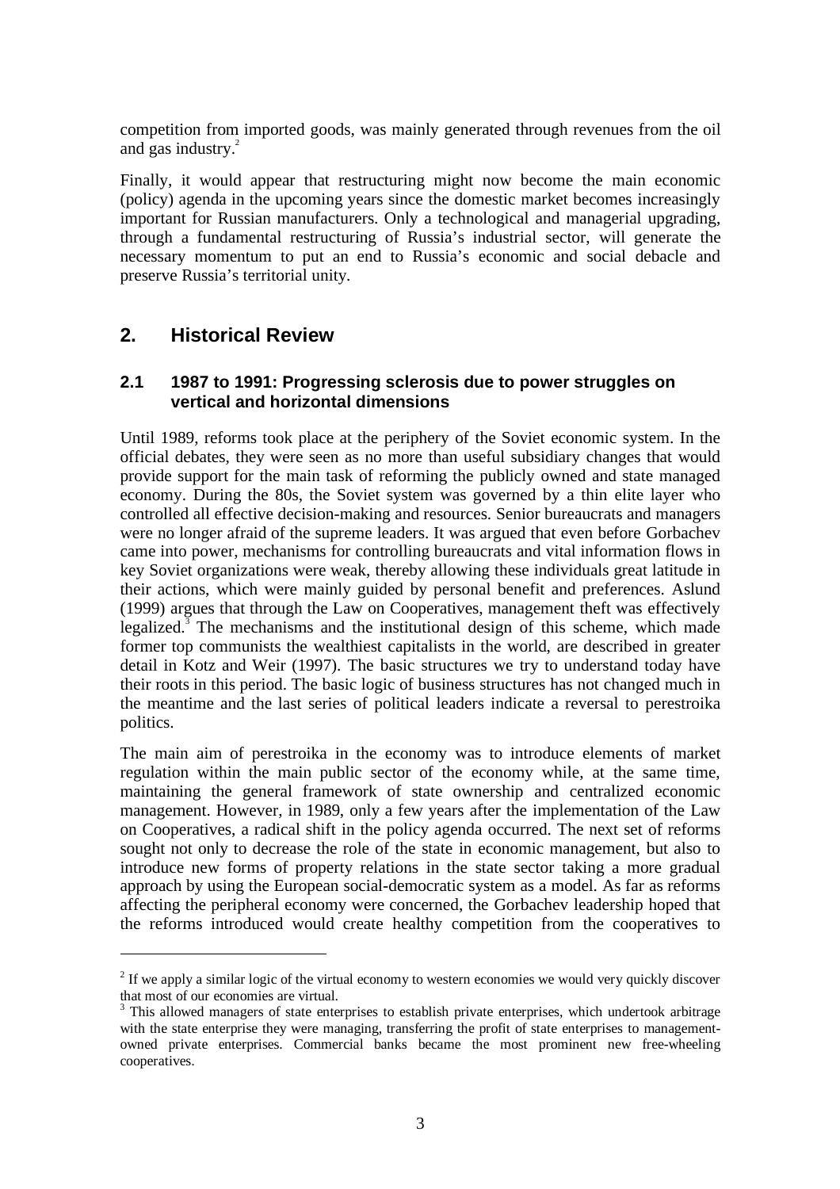competition from imported goods, was mainly generated through revenues from the oil and gas industry.[2]

Finally, it would appear that restructuring might now become the main economic (policy) agenda in the upcoming years since the domestic market becomes increasingly important for Russian manufacturers. Only a technological and managerial upgrading, through a fundamental restructuring of Russia's industrial sector, will generate the necessary momentum to put an end to Russia's economic and social debacle and preserve Russia's territorial unity.

## 2. Historical Review

### 2.1 1987 to 1991: Progressing sclerosis due to power struggles on vertical and horizontal dimensions

Until 1989, reforms took place at the periphery of the Soviet economic system. In the official debates, they were seen as no more than useful subsidiary changes that would provide support for the main task of reforming the publicly owned and state managed economy. During the 80s, the Soviet system was governed by a thin elite layer who controlled all effective decision-making and resources. Senior bureaucrats and managers were no longer afraid of the supreme leaders. It was argued that even before Gorbachev came into power, mechanisms for controlling bureaucrats and vital information flows in key Soviet organizations were weak, thereby allowing these individuals great latitude in their actions, which were mainly guided by personal benefit and preferences. Aslund (1999) argues that through the Law on Cooperatives, management theft was effectively legalized.[3] The mechanisms and the institutional design of this scheme, which made former top communists the wealthiest capitalists in the world, are described in greater detail in Kotz and Weir (1997). The basic structures we try to understand today have their roots in this period. The basic logic of business structures has not changed much in the meantime and the last series of political leaders indicate a reversal to perestroika politics.

The main aim of perestroika in the economy was to introduce elements of market regulation within the main public sector of the economy while, at the same time, maintaining the general framework of state ownership and centralized economic management. However, in 1989, only a few years after the implementation of the Law on Cooperatives, a radical shift in the policy agenda occurred. The next set of reforms sought not only to decrease the role of the state in economic management, but also to introduce new forms of property relations in the state sector taking a more gradual approach by using the European social-democratic system as a model. As far as reforms affecting the peripheral economy were concerned, the Gorbachev leadership hoped that the reforms introduced would create healthy competition from the cooperatives to

---

[2] If we apply a similar logic of the virtual economy to western economies we would very quickly discover that most of our economies are virtual.

[3] This allowed managers of state enterprises to establish private enterprises, which undertook arbitrage with the state enterprise they were managing, transferring the profit of state enterprises to management-owned private enterprises. Commercial banks became the most prominent new free-wheeling cooperatives.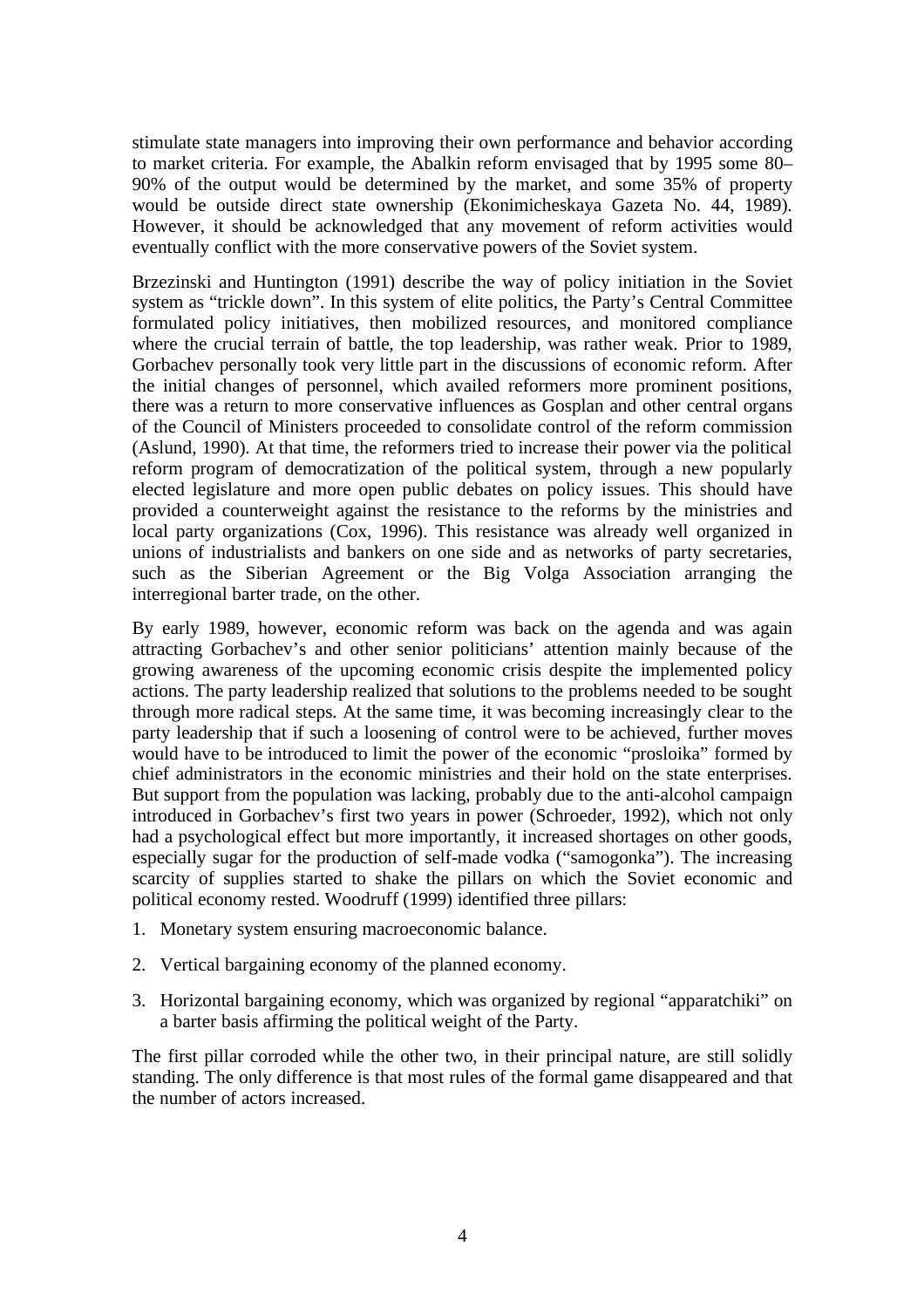stimulate state managers into improving their own performance and behavior according to market criteria. For example, the Abalkin reform envisaged that by 1995 some 80–90% of the output would be determined by the market, and some 35% of property would be outside direct state ownership (Ekonimicheskaya Gazeta No. 44, 1989). However, it should be acknowledged that any movement of reform activities would eventually conflict with the more conservative powers of the Soviet system.

Brzezinski and Huntington (1991) describe the way of policy initiation in the Soviet system as "trickle down". In this system of elite politics, the Party's Central Committee formulated policy initiatives, then mobilized resources, and monitored compliance where the crucial terrain of battle, the top leadership, was rather weak. Prior to 1989, Gorbachev personally took very little part in the discussions of economic reform. After the initial changes of personnel, which availed reformers more prominent positions, there was a return to more conservative influences as Gosplan and other central organs of the Council of Ministers proceeded to consolidate control of the reform commission (Aslund, 1990). At that time, the reformers tried to increase their power via the political reform program of democratization of the political system, through a new popularly elected legislature and more open public debates on policy issues. This should have provided a counterweight against the resistance to the reforms by the ministries and local party organizations (Cox, 1996). This resistance was already well organized in unions of industrialists and bankers on one side and as networks of party secretaries, such as the Siberian Agreement or the Big Volga Association arranging the interregional barter trade, on the other.

By early 1989, however, economic reform was back on the agenda and was again attracting Gorbachev's and other senior politicians' attention mainly because of the growing awareness of the upcoming economic crisis despite the implemented policy actions. The party leadership realized that solutions to the problems needed to be sought through more radical steps. At the same time, it was becoming increasingly clear to the party leadership that if such a loosening of control were to be achieved, further moves would have to be introduced to limit the power of the economic "prosloika" formed by chief administrators in the economic ministries and their hold on the state enterprises. But support from the population was lacking, probably due to the anti-alcohol campaign introduced in Gorbachev's first two years in power (Schroeder, 1992), which not only had a psychological effect but more importantly, it increased shortages on other goods, especially sugar for the production of self-made vodka ("samogonka"). The increasing scarcity of supplies started to shake the pillars on which the Soviet economic and political economy rested. Woodruff (1999) identified three pillars:

1. Monetary system ensuring macroeconomic balance.
2. Vertical bargaining economy of the planned economy.
3. Horizontal bargaining economy, which was organized by regional "apparatchiki" on a barter basis affirming the political weight of the Party.

The first pillar corroded while the other two, in their principal nature, are still solidly standing. The only difference is that most rules of the formal game disappeared and that the number of actors increased.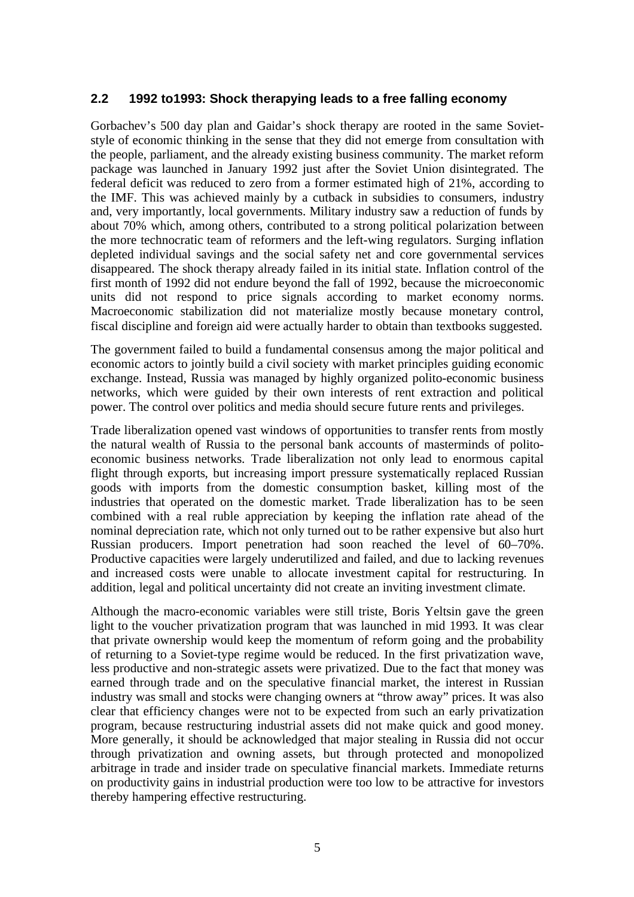## 2.2 1992 to1993: Shock therapying leads to a free falling economy

Gorbachev's 500 day plan and Gaidar's shock therapy are rooted in the same Soviet-style of economic thinking in the sense that they did not emerge from consultation with the people, parliament, and the already existing business community. The market reform package was launched in January 1992 just after the Soviet Union disintegrated. The federal deficit was reduced to zero from a former estimated high of 21%, according to the IMF. This was achieved mainly by a cutback in subsidies to consumers, industry and, very importantly, local governments. Military industry saw a reduction of funds by about 70% which, among others, contributed to a strong political polarization between the more technocratic team of reformers and the left-wing regulators. Surging inflation depleted individual savings and the social safety net and core governmental services disappeared. The shock therapy already failed in its initial state. Inflation control of the first month of 1992 did not endure beyond the fall of 1992, because the microeconomic units did not respond to price signals according to market economy norms. Macroeconomic stabilization did not materialize mostly because monetary control, fiscal discipline and foreign aid were actually harder to obtain than textbooks suggested.

The government failed to build a fundamental consensus among the major political and economic actors to jointly build a civil society with market principles guiding economic exchange. Instead, Russia was managed by highly organized polito-economic business networks, which were guided by their own interests of rent extraction and political power. The control over politics and media should secure future rents and privileges.

Trade liberalization opened vast windows of opportunities to transfer rents from mostly the natural wealth of Russia to the personal bank accounts of masterminds of polito-economic business networks. Trade liberalization not only lead to enormous capital flight through exports, but increasing import pressure systematically replaced Russian goods with imports from the domestic consumption basket, killing most of the industries that operated on the domestic market. Trade liberalization has to be seen combined with a real ruble appreciation by keeping the inflation rate ahead of the nominal depreciation rate, which not only turned out to be rather expensive but also hurt Russian producers. Import penetration had soon reached the level of 60–70%. Productive capacities were largely underutilized and failed, and due to lacking revenues and increased costs were unable to allocate investment capital for restructuring. In addition, legal and political uncertainty did not create an inviting investment climate.

Although the macro-economic variables were still triste, Boris Yeltsin gave the green light to the voucher privatization program that was launched in mid 1993. It was clear that private ownership would keep the momentum of reform going and the probability of returning to a Soviet-type regime would be reduced. In the first privatization wave, less productive and non-strategic assets were privatized. Due to the fact that money was earned through trade and on the speculative financial market, the interest in Russian industry was small and stocks were changing owners at "throw away" prices. It was also clear that efficiency changes were not to be expected from such an early privatization program, because restructuring industrial assets did not make quick and good money. More generally, it should be acknowledged that major stealing in Russia did not occur through privatization and owning assets, but through protected and monopolized arbitrage in trade and insider trade on speculative financial markets. Immediate returns on productivity gains in industrial production were too low to be attractive for investors thereby hampering effective restructuring.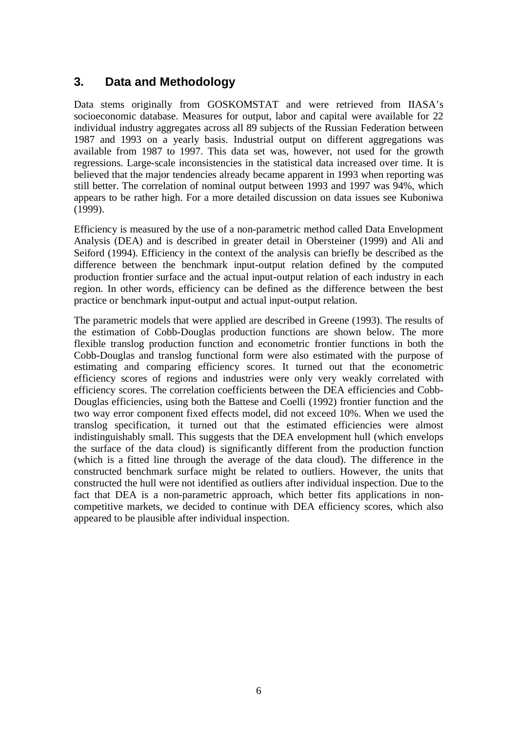## 3. Data and Methodology

Data stems originally from GOSKOMSTAT and were retrieved from IIASA's socioeconomic database. Measures for output, labor and capital were available for 22 individual industry aggregates across all 89 subjects of the Russian Federation between 1987 and 1993 on a yearly basis. Industrial output on different aggregations was available from 1987 to 1997. This data set was, however, not used for the growth regressions. Large-scale inconsistencies in the statistical data increased over time. It is believed that the major tendencies already became apparent in 1993 when reporting was still better. The correlation of nominal output between 1993 and 1997 was 94%, which appears to be rather high. For a more detailed discussion on data issues see Kuboniwa (1999).

Efficiency is measured by the use of a non-parametric method called Data Envelopment Analysis (DEA) and is described in greater detail in Obersteiner (1999) and Ali and Seiford (1994). Efficiency in the context of the analysis can briefly be described as the difference between the benchmark input-output relation defined by the computed production frontier surface and the actual input-output relation of each industry in each region. In other words, efficiency can be defined as the difference between the best practice or benchmark input-output and actual input-output relation.

The parametric models that were applied are described in Greene (1993). The results of the estimation of Cobb-Douglas production functions are shown below. The more flexible translog production function and econometric frontier functions in both the Cobb-Douglas and translog functional form were also estimated with the purpose of estimating and comparing efficiency scores. It turned out that the econometric efficiency scores of regions and industries were only very weakly correlated with efficiency scores. The correlation coefficients between the DEA efficiencies and Cobb-Douglas efficiencies, using both the Battese and Coelli (1992) frontier function and the two way error component fixed effects model, did not exceed 10%. When we used the translog specification, it turned out that the estimated efficiencies were almost indistinguishably small. This suggests that the DEA envelopment hull (which envelops the surface of the data cloud) is significantly different from the production function (which is a fitted line through the average of the data cloud). The difference in the constructed benchmark surface might be related to outliers. However, the units that constructed the hull were not identified as outliers after individual inspection. Due to the fact that DEA is a non-parametric approach, which better fits applications in non-competitive markets, we decided to continue with DEA efficiency scores, which also appeared to be plausible after individual inspection.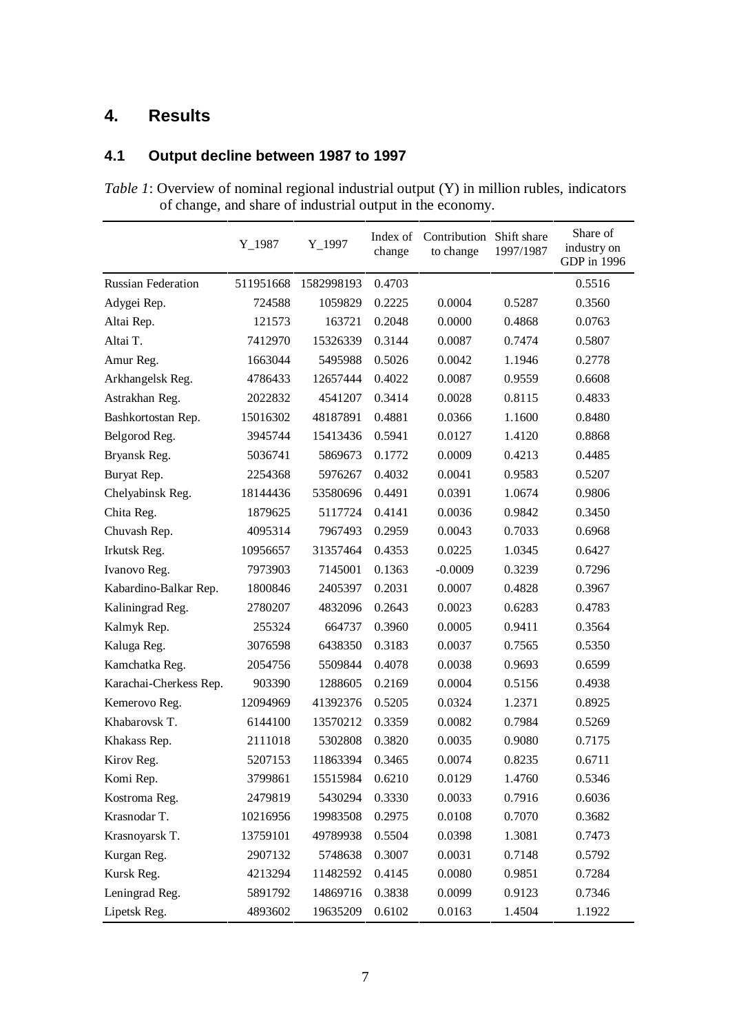# 4. Results

## 4.1 Output decline between 1987 to 1997

*Table 1*: Overview of nominal regional industrial output (Y) in million rubles, indicators of change, and share of industrial output in the economy.

| | Y_1987 | Y_1997 | Index of change | Contribution to change | Shift share 1997/1987 | Share of industry on GDP in 1996 |
|---|---|---|---|---|---|---|
| Russian Federation | 511951668 | 1582998193 | 0.4703 | | | 0.5516 |
| Adygei Rep. | 724588 | 1059829 | 0.2225 | 0.0004 | 0.5287 | 0.3560 |
| Altai Rep. | 121573 | 163721 | 0.2048 | 0.0000 | 0.4868 | 0.0763 |
| Altai T. | 7412970 | 15326339 | 0.3144 | 0.0087 | 0.7474 | 0.5807 |
| Amur Reg. | 1663044 | 5495988 | 0.5026 | 0.0042 | 1.1946 | 0.2778 |
| Arkhangelsk Reg. | 4786433 | 12657444 | 0.4022 | 0.0087 | 0.9559 | 0.6608 |
| Astrakhan Reg. | 2022832 | 4541207 | 0.3414 | 0.0028 | 0.8115 | 0.4833 |
| Bashkortostan Rep. | 15016302 | 48187891 | 0.4881 | 0.0366 | 1.1600 | 0.8480 |
| Belgorod Reg. | 3945744 | 15413436 | 0.5941 | 0.0127 | 1.4120 | 0.8868 |
| Bryansk Reg. | 5036741 | 5869673 | 0.1772 | 0.0009 | 0.4213 | 0.4485 |
| Buryat Rep. | 2254368 | 5976267 | 0.4032 | 0.0041 | 0.9583 | 0.5207 |
| Chelyabinsk Reg. | 18144436 | 53580696 | 0.4491 | 0.0391 | 1.0674 | 0.9806 |
| Chita Reg. | 1879625 | 5117724 | 0.4141 | 0.0036 | 0.9842 | 0.3450 |
| Chuvash Rep. | 4095314 | 7967493 | 0.2959 | 0.0043 | 0.7033 | 0.6968 |
| Irkutsk Reg. | 10956657 | 31357464 | 0.4353 | 0.0225 | 1.0345 | 0.6427 |
| Ivanovo Reg. | 7973903 | 7145001 | 0.1363 | -0.0009 | 0.3239 | 0.7296 |
| Kabardino-Balkar Rep. | 1800846 | 2405397 | 0.2031 | 0.0007 | 0.4828 | 0.3967 |
| Kaliningrad Reg. | 2780207 | 4832096 | 0.2643 | 0.0023 | 0.6283 | 0.4783 |
| Kalmyk Rep. | 255324 | 664737 | 0.3960 | 0.0005 | 0.9411 | 0.3564 |
| Kaluga Reg. | 3076598 | 6438350 | 0.3183 | 0.0037 | 0.7565 | 0.5350 |
| Kamchatka Reg. | 2054756 | 5509844 | 0.4078 | 0.0038 | 0.9693 | 0.6599 |
| Karachai-Cherkess Rep. | 903390 | 1288605 | 0.2169 | 0.0004 | 0.5156 | 0.4938 |
| Kemerovo Reg. | 12094969 | 41392376 | 0.5205 | 0.0324 | 1.2371 | 0.8925 |
| Khabarovsk T. | 6144100 | 13570212 | 0.3359 | 0.0082 | 0.7984 | 0.5269 |
| Khakass Rep. | 2111018 | 5302808 | 0.3820 | 0.0035 | 0.9080 | 0.7175 |
| Kirov Reg. | 5207153 | 11863394 | 0.3465 | 0.0074 | 0.8235 | 0.6711 |
| Komi Rep. | 3799861 | 15515984 | 0.6210 | 0.0129 | 1.4760 | 0.5346 |
| Kostroma Reg. | 2479819 | 5430294 | 0.3330 | 0.0033 | 0.7916 | 0.6036 |
| Krasnodar T. | 10216956 | 19983508 | 0.2975 | 0.0108 | 0.7070 | 0.3682 |
| Krasnoyarsk T. | 13759101 | 49789938 | 0.5504 | 0.0398 | 1.3081 | 0.7473 |
| Kurgan Reg. | 2907132 | 5748638 | 0.3007 | 0.0031 | 0.7148 | 0.5792 |
| Kursk Reg. | 4213294 | 11482592 | 0.4145 | 0.0080 | 0.9851 | 0.7284 |
| Leningrad Reg. | 5891792 | 14869716 | 0.3838 | 0.0099 | 0.9123 | 0.7346 |
| Lipetsk Reg. | 4893602 | 19635209 | 0.6102 | 0.0163 | 1.4504 | 1.1922 |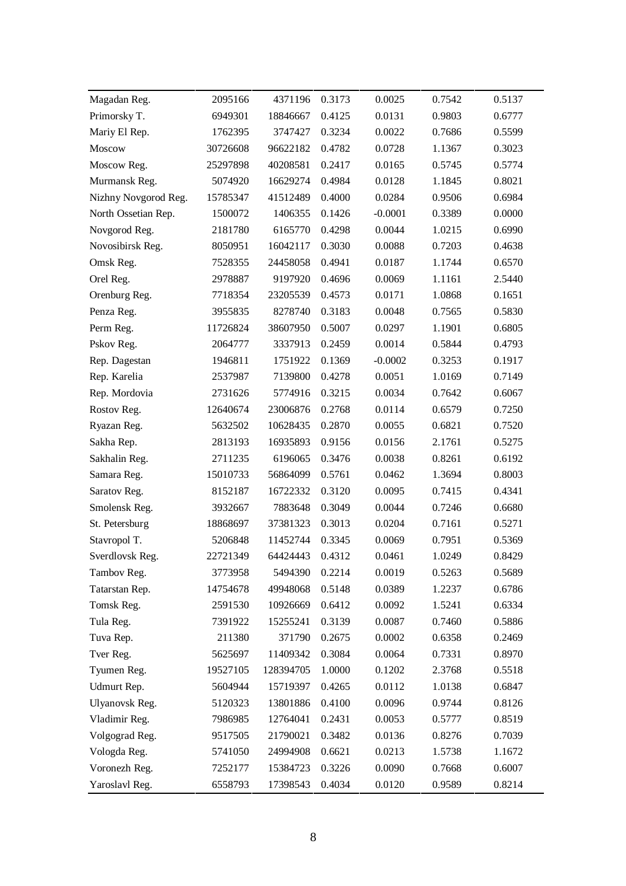| | | | | | | |
|---|---|---|---|---|---|---|
| Magadan Reg. | 2095166 | 4371196 | 0.3173 | 0.0025 | 0.7542 | 0.5137 |
| Primorsky T. | 6949301 | 18846667 | 0.4125 | 0.0131 | 0.9803 | 0.6777 |
| Mariy El Rep. | 1762395 | 3747427 | 0.3234 | 0.0022 | 0.7686 | 0.5599 |
| Moscow | 30726608 | 96622182 | 0.4782 | 0.0728 | 1.1367 | 0.3023 |
| Moscow Reg. | 25297898 | 40208581 | 0.2417 | 0.0165 | 0.5745 | 0.5774 |
| Murmansk Reg. | 5074920 | 16629274 | 0.4984 | 0.0128 | 1.1845 | 0.8021 |
| Nizhny Novgorod Reg. | 15785347 | 41512489 | 0.4000 | 0.0284 | 0.9506 | 0.6984 |
| North Ossetian Rep. | 1500072 | 1406355 | 0.1426 | -0.0001 | 0.3389 | 0.0000 |
| Novgorod Reg. | 2181780 | 6165770 | 0.4298 | 0.0044 | 1.0215 | 0.6990 |
| Novosibirsk Reg. | 8050951 | 16042117 | 0.3030 | 0.0088 | 0.7203 | 0.4638 |
| Omsk Reg. | 7528355 | 24458058 | 0.4941 | 0.0187 | 1.1744 | 0.6570 |
| Orel Reg. | 2978887 | 9197920 | 0.4696 | 0.0069 | 1.1161 | 2.5440 |
| Orenburg Reg. | 7718354 | 23205539 | 0.4573 | 0.0171 | 1.0868 | 0.1651 |
| Penza Reg. | 3955835 | 8278740 | 0.3183 | 0.0048 | 0.7565 | 0.5830 |
| Perm Reg. | 11726824 | 38607950 | 0.5007 | 0.0297 | 1.1901 | 0.6805 |
| Pskov Reg. | 2064777 | 3337913 | 0.2459 | 0.0014 | 0.5844 | 0.4793 |
| Rep. Dagestan | 1946811 | 1751922 | 0.1369 | -0.0002 | 0.3253 | 0.1917 |
| Rep. Karelia | 2537987 | 7139800 | 0.4278 | 0.0051 | 1.0169 | 0.7149 |
| Rep. Mordovia | 2731626 | 5774916 | 0.3215 | 0.0034 | 0.7642 | 0.6067 |
| Rostov Reg. | 12640674 | 23006876 | 0.2768 | 0.0114 | 0.6579 | 0.7250 |
| Ryazan Reg. | 5632502 | 10628435 | 0.2870 | 0.0055 | 0.6821 | 0.7520 |
| Sakha Rep. | 2813193 | 16935893 | 0.9156 | 0.0156 | 2.1761 | 0.5275 |
| Sakhalin Reg. | 2711235 | 6196065 | 0.3476 | 0.0038 | 0.8261 | 0.6192 |
| Samara Reg. | 15010733 | 56864099 | 0.5761 | 0.0462 | 1.3694 | 0.8003 |
| Saratov Reg. | 8152187 | 16722332 | 0.3120 | 0.0095 | 0.7415 | 0.4341 |
| Smolensk Reg. | 3932667 | 7883648 | 0.3049 | 0.0044 | 0.7246 | 0.6680 |
| St. Petersburg | 18868697 | 37381323 | 0.3013 | 0.0204 | 0.7161 | 0.5271 |
| Stavropol T. | 5206848 | 11452744 | 0.3345 | 0.0069 | 0.7951 | 0.5369 |
| Sverdlovsk Reg. | 22721349 | 64424443 | 0.4312 | 0.0461 | 1.0249 | 0.8429 |
| Tambov Reg. | 3773958 | 5494390 | 0.2214 | 0.0019 | 0.5263 | 0.5689 |
| Tatarstan Rep. | 14754678 | 49948068 | 0.5148 | 0.0389 | 1.2237 | 0.6786 |
| Tomsk Reg. | 2591530 | 10926669 | 0.6412 | 0.0092 | 1.5241 | 0.6334 |
| Tula Reg. | 7391922 | 15255241 | 0.3139 | 0.0087 | 0.7460 | 0.5886 |
| Tuva Rep. | 211380 | 371790 | 0.2675 | 0.0002 | 0.6358 | 0.2469 |
| Tver Reg. | 5625697 | 11409342 | 0.3084 | 0.0064 | 0.7331 | 0.8970 |
| Tyumen Reg. | 19527105 | 128394705 | 1.0000 | 0.1202 | 2.3768 | 0.5518 |
| Udmurt Rep. | 5604944 | 15719397 | 0.4265 | 0.0112 | 1.0138 | 0.6847 |
| Ulyanovsk Reg. | 5120323 | 13801886 | 0.4100 | 0.0096 | 0.9744 | 0.8126 |
| Vladimir Reg. | 7986985 | 12764041 | 0.2431 | 0.0053 | 0.5777 | 0.8519 |
| Volgograd Reg. | 9517505 | 21790021 | 0.3482 | 0.0136 | 0.8276 | 0.7039 |
| Vologda Reg. | 5741050 | 24994908 | 0.6621 | 0.0213 | 1.5738 | 1.1672 |
| Voronezh Reg. | 7252177 | 15384723 | 0.3226 | 0.0090 | 0.7668 | 0.6007 |
| Yaroslavl Reg. | 6558793 | 17398543 | 0.4034 | 0.0120 | 0.9589 | 0.8214 |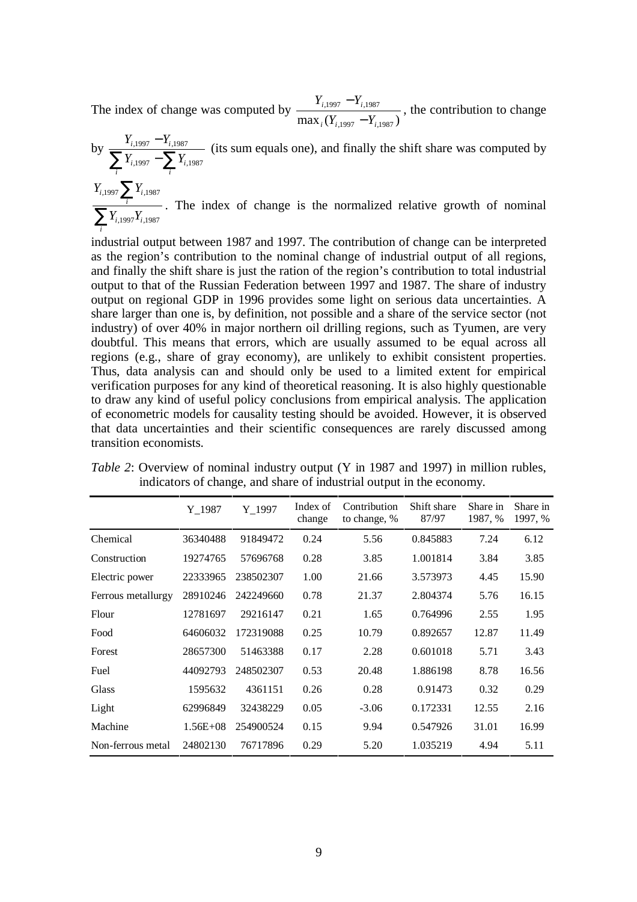The index of change was computed by $\frac{Y_{i,1997} - Y_{i,1987}}{\max_i (Y_{i,1997} - Y_{i,1987})}$, the contribution to change by $\frac{Y_{i,1997} - Y_{i,1987}}{\sum_i Y_{i,1997} - \sum_i Y_{i,1987}}$ (its sum equals one), and finally the shift share was computed by $\frac{Y_{i,1997} \sum_i Y_{i,1987}}{\sum_i Y_{i,1997} Y_{i,1987}}$. The index of change is the normalized relative growth of nominal industrial output between 1987 and 1997. The contribution of change can be interpreted as the region's contribution to the nominal change of industrial output of all regions, and finally the shift share is just the ration of the region's contribution to total industrial output to that of the Russian Federation between 1997 and 1987. The share of industry output on regional GDP in 1996 provides some light on serious data uncertainties. A share larger than one is, by definition, not possible and a share of the service sector (not industry) of over 40% in major northern oil drilling regions, such as Tyumen, are very doubtful. This means that errors, which are usually assumed to be equal across all regions (e.g., share of gray economy), are unlikely to exhibit consistent properties. Thus, data analysis can and should only be used to a limited extent for empirical verification purposes for any kind of theoretical reasoning. It is also highly questionable to draw any kind of useful policy conclusions from empirical analysis. The application of econometric models for causality testing should be avoided. However, it is observed that data uncertainties and their scientific consequences are rarely discussed among transition economists.

*Table 2*: Overview of nominal industry output (Y in 1987 and 1997) in million rubles, indicators of change, and share of industrial output in the economy.

| | Y_1987 | Y_1997 | Index of change | Contribution to change, % | Shift share 87/97 | Share in 1987, % | Share in 1997, % |
|---|---|---|---|---|---|---|---|
| Chemical | 36340488 | 91849472 | 0.24 | 5.56 | 0.845883 | 7.24 | 6.12 |
| Construction | 19274765 | 57696768 | 0.28 | 3.85 | 1.001814 | 3.84 | 3.85 |
| Electric power | 22333965 | 238502307 | 1.00 | 21.66 | 3.573973 | 4.45 | 15.90 |
| Ferrous metallurgy | 28910246 | 242249660 | 0.78 | 21.37 | 2.804374 | 5.76 | 16.15 |
| Flour | 12781697 | 29216147 | 0.21 | 1.65 | 0.764996 | 2.55 | 1.95 |
| Food | 64606032 | 172319088 | 0.25 | 10.79 | 0.892657 | 12.87 | 11.49 |
| Forest | 28657300 | 51463388 | 0.17 | 2.28 | 0.601018 | 5.71 | 3.43 |
| Fuel | 44092793 | 248502307 | 0.53 | 20.48 | 1.886198 | 8.78 | 16.56 |
| Glass | 1595632 | 4361151 | 0.26 | 0.28 | 0.91473 | 0.32 | 0.29 |
| Light | 62996849 | 32438229 | 0.05 | -3.06 | 0.172331 | 12.55 | 2.16 |
| Machine | 1.56E+08 | 254900524 | 0.15 | 9.94 | 0.547926 | 31.01 | 16.99 |
| Non-ferrous metal | 24802130 | 76717896 | 0.29 | 5.20 | 1.035219 | 4.94 | 5.11 |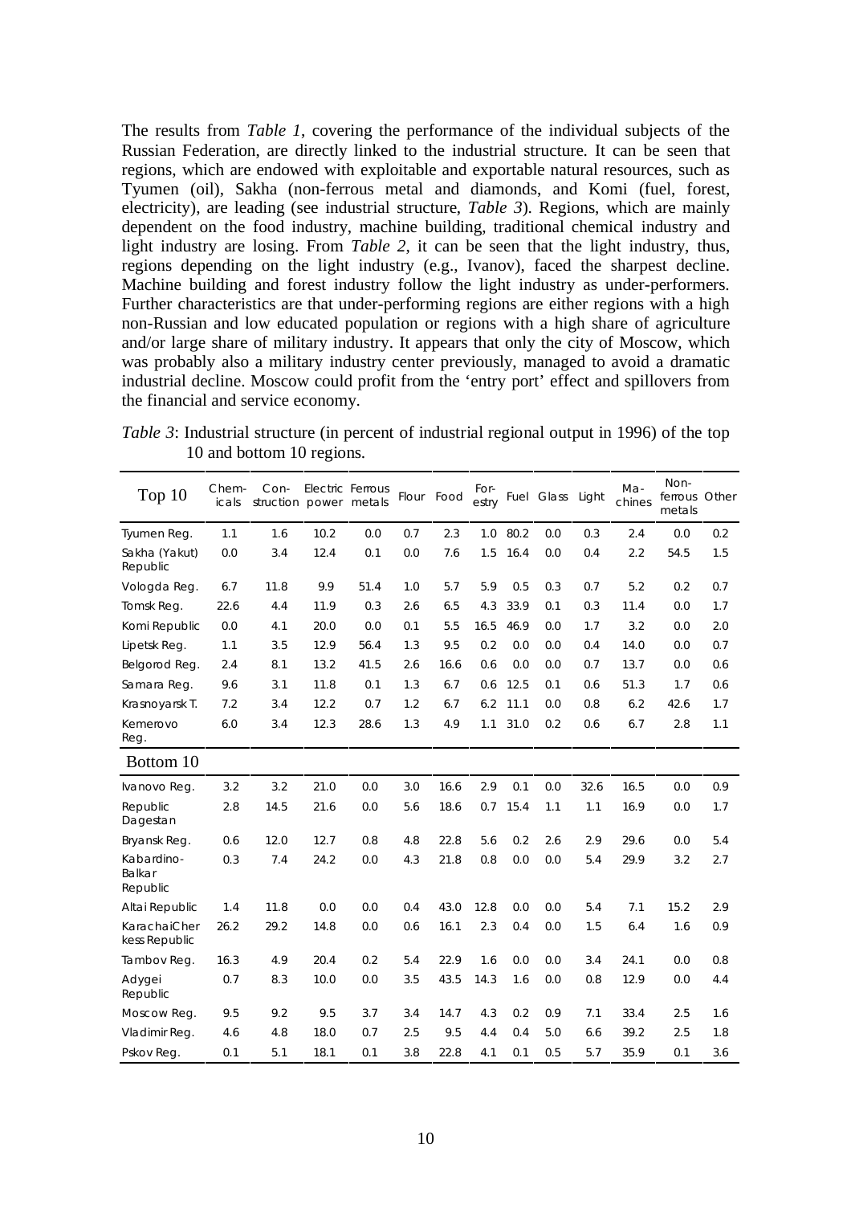The results from *Table 1*, covering the performance of the individual subjects of the Russian Federation, are directly linked to the industrial structure. It can be seen that regions, which are endowed with exploitable and exportable natural resources, such as Tyumen (oil), Sakha (non-ferrous metal and diamonds, and Komi (fuel, forest, electricity), are leading (see industrial structure, *Table 3*). Regions, which are mainly dependent on the food industry, machine building, traditional chemical industry and light industry are losing. From *Table 2*, it can be seen that the light industry, thus, regions depending on the light industry (e.g., Ivanov), faced the sharpest decline. Machine building and forest industry follow the light industry as under-performers. Further characteristics are that under-performing regions are either regions with a high non-Russian and low educated population or regions with a high share of agriculture and/or large share of military industry. It appears that only the city of Moscow, which was probably also a military industry center previously, managed to avoid a dramatic industrial decline. Moscow could profit from the 'entry port' effect and spillovers from the financial and service economy.

*Table 3*: Industrial structure (in percent of industrial regional output in 1996) of the top 10 and bottom 10 regions.

| Top 10 | Chem-icals | Con-struction | Electric power | Ferrous metals | Flour | Food | For-estry | Fuel | Glass | Light | Ma-chines | Non-ferrous metals | Other |
|---|---|---|---|---|---|---|---|---|---|---|---|---|---|
| Tyumen Reg. | 1.1 | 1.6 | 10.2 | 0.0 | 0.7 | 2.3 | 1.0 | 80.2 | 0.0 | 0.3 | 2.4 | 0.0 | 0.2 |
| Sakha (Yakut) Republic | 0.0 | 3.4 | 12.4 | 0.1 | 0.0 | 7.6 | 1.5 | 16.4 | 0.0 | 0.4 | 2.2 | 54.5 | 1.5 |
| Vologda Reg. | 6.7 | 11.8 | 9.9 | 51.4 | 1.0 | 5.7 | 5.9 | 0.5 | 0.3 | 0.7 | 5.2 | 0.2 | 0.7 |
| Tomsk Reg. | 22.6 | 4.4 | 11.9 | 0.3 | 2.6 | 6.5 | 4.3 | 33.9 | 0.1 | 0.3 | 11.4 | 0.0 | 1.7 |
| Komi Republic | 0.0 | 4.1 | 20.0 | 0.0 | 0.1 | 5.5 | 16.5 | 46.9 | 0.0 | 1.7 | 3.2 | 0.0 | 2.0 |
| Lipetsk Reg. | 1.1 | 3.5 | 12.9 | 56.4 | 1.3 | 9.5 | 0.2 | 0.0 | 0.0 | 0.4 | 14.0 | 0.0 | 0.7 |
| Belgorod Reg. | 2.4 | 8.1 | 13.2 | 41.5 | 2.6 | 16.6 | 0.6 | 0.0 | 0.0 | 0.7 | 13.7 | 0.0 | 0.6 |
| Samara Reg. | 9.6 | 3.1 | 11.8 | 0.1 | 1.3 | 6.7 | 0.6 | 12.5 | 0.1 | 0.6 | 51.3 | 1.7 | 0.6 |
| Krasnoyarsk T. | 7.2 | 3.4 | 12.2 | 0.7 | 1.2 | 6.7 | 6.2 | 11.1 | 0.0 | 0.8 | 6.2 | 42.6 | 1.7 |
| Kemerovo Reg. | 6.0 | 3.4 | 12.3 | 28.6 | 1.3 | 4.9 | 1.1 | 31.0 | 0.2 | 0.6 | 6.7 | 2.8 | 1.1 |
| **Bottom 10** | | | | | | | | | | | | | |
| Ivanovo Reg. | 3.2 | 3.2 | 21.0 | 0.0 | 3.0 | 16.6 | 2.9 | 0.1 | 0.0 | 32.6 | 16.5 | 0.0 | 0.9 |
| Republic Dagestan | 2.8 | 14.5 | 21.6 | 0.0 | 5.6 | 18.6 | 0.7 | 15.4 | 1.1 | 1.1 | 16.9 | 0.0 | 1.7 |
| Bryansk Reg. | 0.6 | 12.0 | 12.7 | 0.8 | 4.8 | 22.8 | 5.6 | 0.2 | 2.6 | 2.9 | 29.6 | 0.0 | 5.4 |
| Kabardino-Balkar Republic | 0.3 | 7.4 | 24.2 | 0.0 | 4.3 | 21.8 | 0.8 | 0.0 | 0.0 | 5.4 | 29.9 | 3.2 | 2.7 |
| Altai Republic | 1.4 | 11.8 | 0.0 | 0.0 | 0.4 | 43.0 | 12.8 | 0.0 | 0.0 | 5.4 | 7.1 | 15.2 | 2.9 |
| KarachaiCherkess Republic | 26.2 | 29.2 | 14.8 | 0.0 | 0.6 | 16.1 | 2.3 | 0.4 | 0.0 | 1.5 | 6.4 | 1.6 | 0.9 |
| Tambov Reg. | 16.3 | 4.9 | 20.4 | 0.2 | 5.4 | 22.9 | 1.6 | 0.0 | 0.0 | 3.4 | 24.1 | 0.0 | 0.8 |
| Adygei Republic | 0.7 | 8.3 | 10.0 | 0.0 | 3.5 | 43.5 | 14.3 | 1.6 | 0.0 | 0.8 | 12.9 | 0.0 | 4.4 |
| Moscow Reg. | 9.5 | 9.2 | 9.5 | 3.7 | 3.4 | 14.7 | 4.3 | 0.2 | 0.9 | 7.1 | 33.4 | 2.5 | 1.6 |
| Vladimir Reg. | 4.6 | 4.8 | 18.0 | 0.7 | 2.5 | 9.5 | 4.4 | 0.4 | 5.0 | 6.6 | 39.2 | 2.5 | 1.8 |
| Pskov Reg. | 0.1 | 5.1 | 18.1 | 0.1 | 3.8 | 22.8 | 4.1 | 0.1 | 0.5 | 5.7 | 35.9 | 0.1 | 3.6 |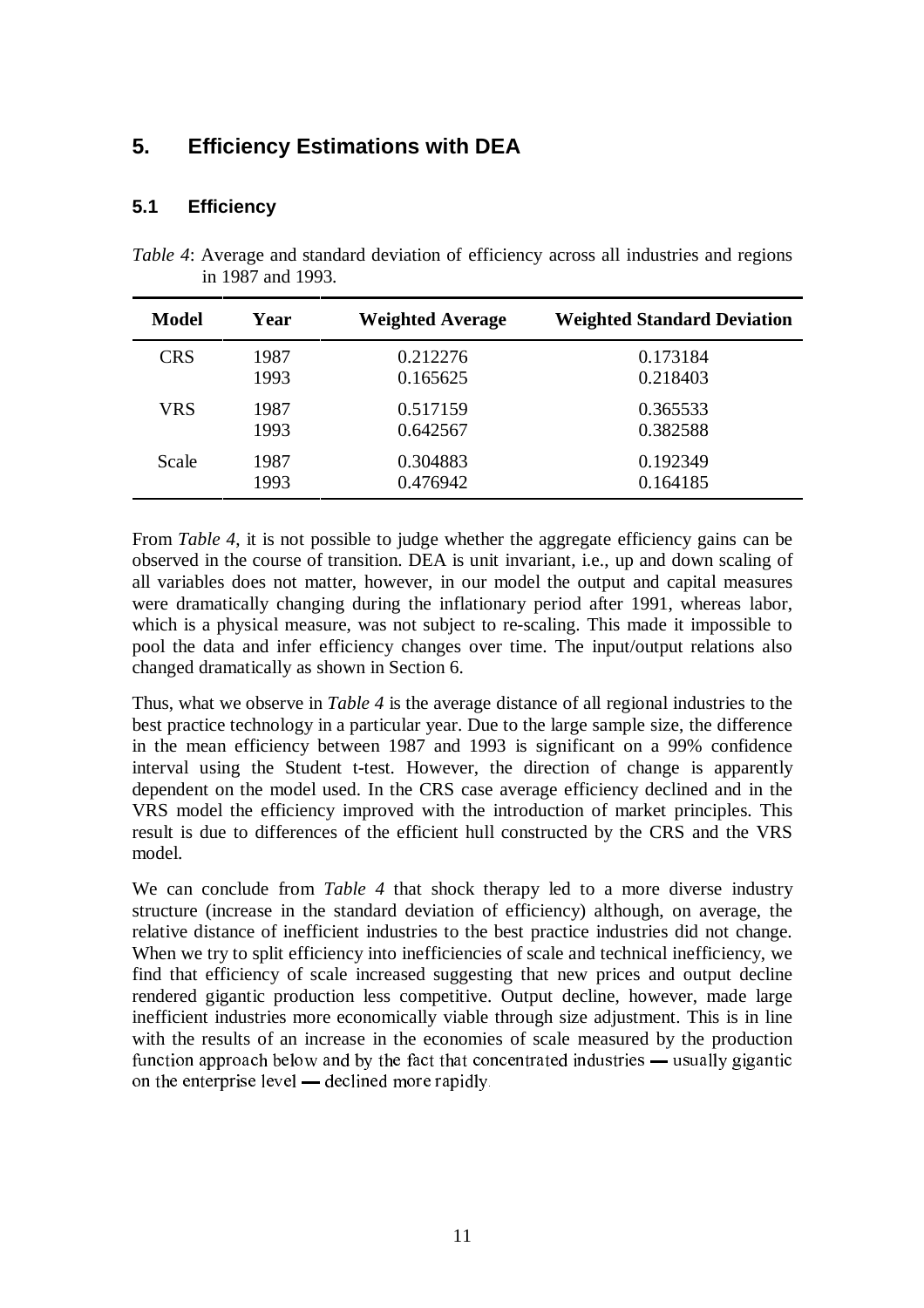## 5. Efficiency Estimations with DEA

### 5.1 Efficiency

*Table 4*: Average and standard deviation of efficiency across all industries and regions in 1987 and 1993.

| Model | Year | Weighted Average | Weighted Standard Deviation |
|---|---|---|---|
| CRS | 1987 | 0.212276 | 0.173184 |
| | 1993 | 0.165625 | 0.218403 |
| VRS | 1987 | 0.517159 | 0.365533 |
| | 1993 | 0.642567 | 0.382588 |
| Scale | 1987 | 0.304883 | 0.192349 |
| | 1993 | 0.476942 | 0.164185 |

From *Table 4*, it is not possible to judge whether the aggregate efficiency gains can be observed in the course of transition. DEA is unit invariant, i.e., up and down scaling of all variables does not matter, however, in our model the output and capital measures were dramatically changing during the inflationary period after 1991, whereas labor, which is a physical measure, was not subject to re-scaling. This made it impossible to pool the data and infer efficiency changes over time. The input/output relations also changed dramatically as shown in Section 6.

Thus, what we observe in *Table 4* is the average distance of all regional industries to the best practice technology in a particular year. Due to the large sample size, the difference in the mean efficiency between 1987 and 1993 is significant on a 99% confidence interval using the Student t-test. However, the direction of change is apparently dependent on the model used. In the CRS case average efficiency declined and in the VRS model the efficiency improved with the introduction of market principles. This result is due to differences of the efficient hull constructed by the CRS and the VRS model.

We can conclude from *Table 4* that shock therapy led to a more diverse industry structure (increase in the standard deviation of efficiency) although, on average, the relative distance of inefficient industries to the best practice industries did not change. When we try to split efficiency into inefficiencies of scale and technical inefficiency, we find that efficiency of scale increased suggesting that new prices and output decline rendered gigantic production less competitive. Output decline, however, made large inefficient industries more economically viable through size adjustment. This is in line with the results of an increase in the economies of scale measured by the production function approach below and by the fact that concentrated industries — usually gigantic on the enterprise level — declined more rapidly.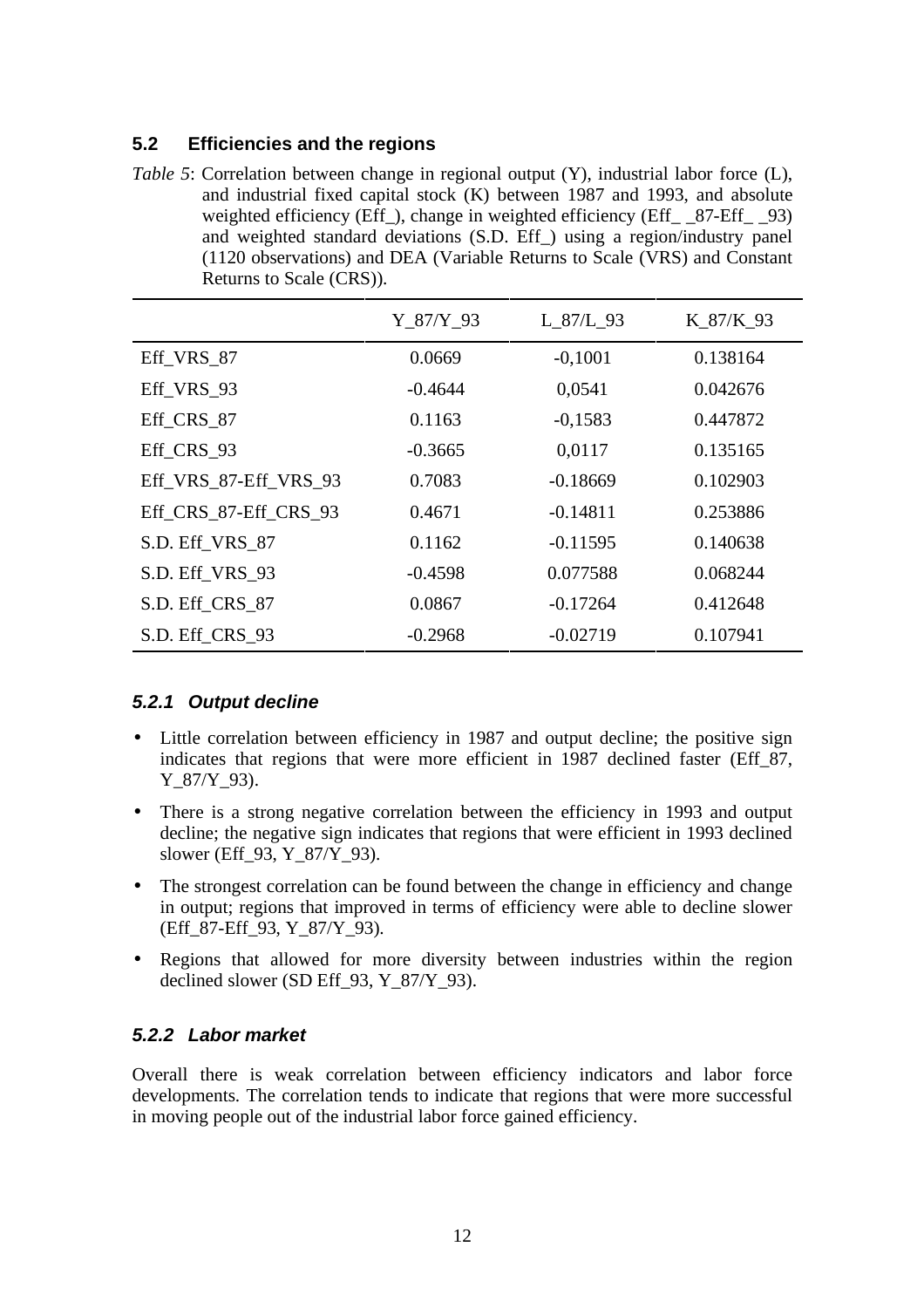## 5.2 Efficiencies and the regions

*Table 5*: Correlation between change in regional output (Y), industrial labor force (L), and industrial fixed capital stock (K) between 1987 and 1993, and absolute weighted efficiency (Eff_), change in weighted efficiency (Eff_ _87-Eff_ _93) and weighted standard deviations (S.D. Eff_) using a region/industry panel (1120 observations) and DEA (Variable Returns to Scale (VRS) and Constant Returns to Scale (CRS)).

| | Y_87/Y_93 | L_87/L_93 | K_87/K_93 |
|---|---|---|---|
| Eff_VRS_87 | 0.0669 | -0,1001 | 0.138164 |
| Eff_VRS_93 | -0.4644 | 0,0541 | 0.042676 |
| Eff_CRS_87 | 0.1163 | -0,1583 | 0.447872 |
| Eff_CRS_93 | -0.3665 | 0,0117 | 0.135165 |
| Eff_VRS_87-Eff_VRS_93 | 0.7083 | -0.18669 | 0.102903 |
| Eff_CRS_87-Eff_CRS_93 | 0.4671 | -0.14811 | 0.253886 |
| S.D. Eff_VRS_87 | 0.1162 | -0.11595 | 0.140638 |
| S.D. Eff_VRS_93 | -0.4598 | 0.077588 | 0.068244 |
| S.D. Eff_CRS_87 | 0.0867 | -0.17264 | 0.412648 |
| S.D. Eff_CRS_93 | -0.2968 | -0.02719 | 0.107941 |

### *5.2.1 Output decline*

- Little correlation between efficiency in 1987 and output decline; the positive sign indicates that regions that were more efficient in 1987 declined faster (Eff_87, Y_87/Y_93).
- There is a strong negative correlation between the efficiency in 1993 and output decline; the negative sign indicates that regions that were efficient in 1993 declined slower (Eff_93, Y_87/Y_93).
- The strongest correlation can be found between the change in efficiency and change in output; regions that improved in terms of efficiency were able to decline slower (Eff_87-Eff_93, Y_87/Y_93).
- Regions that allowed for more diversity between industries within the region declined slower (SD Eff_93, Y_87/Y_93).

### *5.2.2 Labor market*

Overall there is weak correlation between efficiency indicators and labor force developments. The correlation tends to indicate that regions that were more successful in moving people out of the industrial labor force gained efficiency.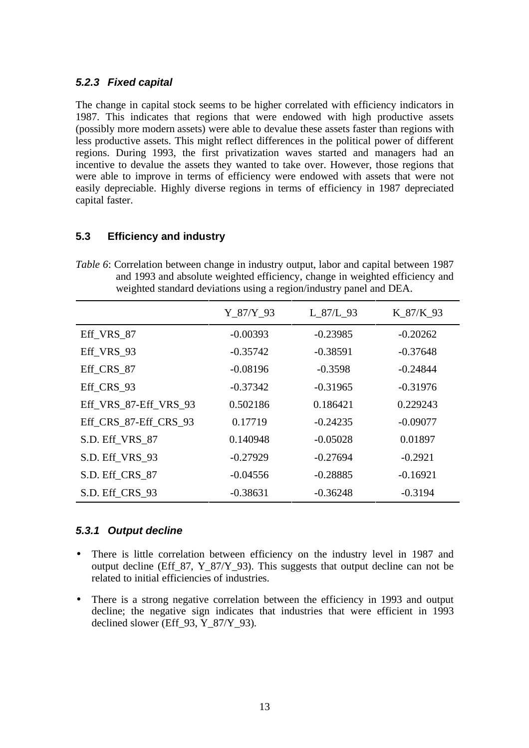### *5.2.3 Fixed capital*

The change in capital stock seems to be higher correlated with efficiency indicators in 1987. This indicates that regions that were endowed with high productive assets (possibly more modern assets) were able to devalue these assets faster than regions with less productive assets. This might reflect differences in the political power of different regions. During 1993, the first privatization waves started and managers had an incentive to devalue the assets they wanted to take over. However, those regions that were able to improve in terms of efficiency were endowed with assets that were not easily depreciable. Highly diverse regions in terms of efficiency in 1987 depreciated capital faster.

## 5.3 Efficiency and industry

*Table 6*: Correlation between change in industry output, labor and capital between 1987 and 1993 and absolute weighted efficiency, change in weighted efficiency and weighted standard deviations using a region/industry panel and DEA.

| | Y_87/Y_93 | L_87/L_93 | K_87/K_93 |
|---|---|---|---|
| Eff_VRS_87 | -0.00393 | -0.23985 | -0.20262 |
| Eff_VRS_93 | -0.35742 | -0.38591 | -0.37648 |
| Eff_CRS_87 | -0.08196 | -0.3598 | -0.24844 |
| Eff_CRS_93 | -0.37342 | -0.31965 | -0.31976 |
| Eff_VRS_87-Eff_VRS_93 | 0.502186 | 0.186421 | 0.229243 |
| Eff_CRS_87-Eff_CRS_93 | 0.17719 | -0.24235 | -0.09077 |
| S.D. Eff_VRS_87 | 0.140948 | -0.05028 | 0.01897 |
| S.D. Eff_VRS_93 | -0.27929 | -0.27694 | -0.2921 |
| S.D. Eff_CRS_87 | -0.04556 | -0.28885 | -0.16921 |
| S.D. Eff_CRS_93 | -0.38631 | -0.36248 | -0.3194 |

### *5.3.1 Output decline*

- There is little correlation between efficiency on the industry level in 1987 and output decline (Eff_87, Y_87/Y_93). This suggests that output decline can not be related to initial efficiencies of industries.
- There is a strong negative correlation between the efficiency in 1993 and output decline; the negative sign indicates that industries that were efficient in 1993 declined slower (Eff_93, Y_87/Y_93).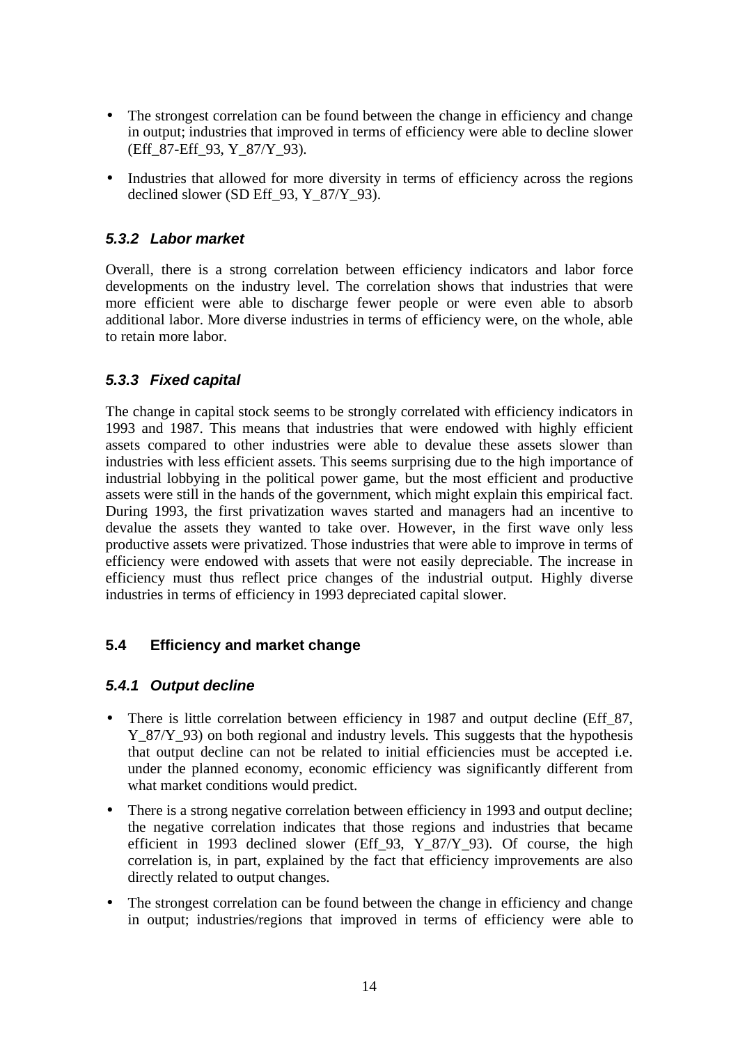- The strongest correlation can be found between the change in efficiency and change in output; industries that improved in terms of efficiency were able to decline slower (Eff_87-Eff_93, Y_87/Y_93).
- Industries that allowed for more diversity in terms of efficiency across the regions declined slower (SD Eff_93, Y_87/Y_93).

### *5.3.2 Labor market*

Overall, there is a strong correlation between efficiency indicators and labor force developments on the industry level. The correlation shows that industries that were more efficient were able to discharge fewer people or were even able to absorb additional labor. More diverse industries in terms of efficiency were, on the whole, able to retain more labor.

### *5.3.3 Fixed capital*

The change in capital stock seems to be strongly correlated with efficiency indicators in 1993 and 1987. This means that industries that were endowed with highly efficient assets compared to other industries were able to devalue these assets slower than industries with less efficient assets. This seems surprising due to the high importance of industrial lobbying in the political power game, but the most efficient and productive assets were still in the hands of the government, which might explain this empirical fact. During 1993, the first privatization waves started and managers had an incentive to devalue the assets they wanted to take over. However, in the first wave only less productive assets were privatized. Those industries that were able to improve in terms of efficiency were endowed with assets that were not easily depreciable. The increase in efficiency must thus reflect price changes of the industrial output. Highly diverse industries in terms of efficiency in 1993 depreciated capital slower.

## 5.4 Efficiency and market change

### *5.4.1 Output decline*

- There is little correlation between efficiency in 1987 and output decline (Eff_87, Y_87/Y_93) on both regional and industry levels. This suggests that the hypothesis that output decline can not be related to initial efficiencies must be accepted i.e. under the planned economy, economic efficiency was significantly different from what market conditions would predict.
- There is a strong negative correlation between efficiency in 1993 and output decline; the negative correlation indicates that those regions and industries that became efficient in 1993 declined slower (Eff_93, Y_87/Y_93). Of course, the high correlation is, in part, explained by the fact that efficiency improvements are also directly related to output changes.
- The strongest correlation can be found between the change in efficiency and change in output; industries/regions that improved in terms of efficiency were able to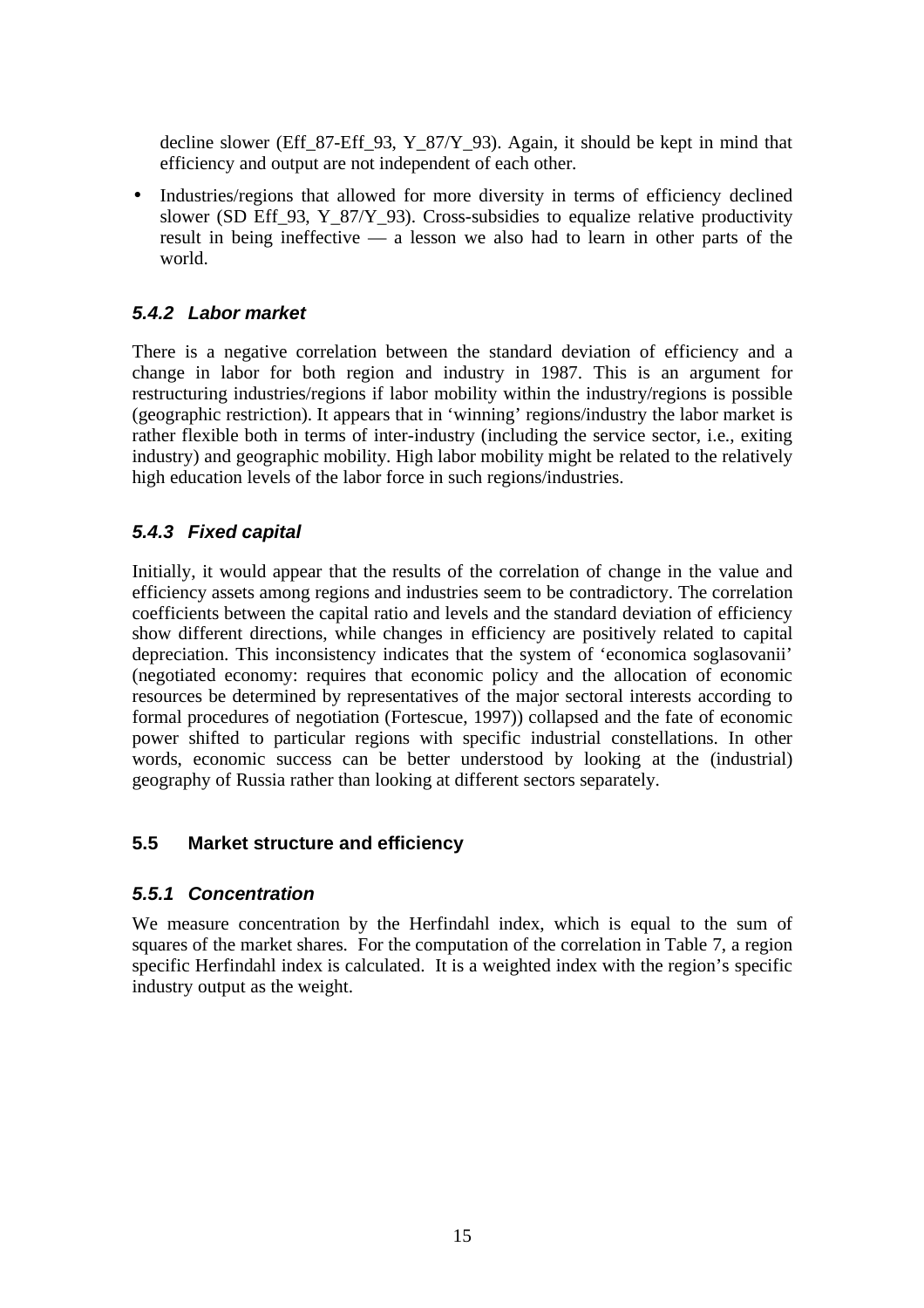decline slower (Eff_87-Eff_93, Y_87/Y_93). Again, it should be kept in mind that efficiency and output are not independent of each other.

- Industries/regions that allowed for more diversity in terms of efficiency declined slower (SD Eff_93, Y_87/Y_93). Cross-subsidies to equalize relative productivity result in being ineffective — a lesson we also had to learn in other parts of the world.

### *5.4.2 Labor market*

There is a negative correlation between the standard deviation of efficiency and a change in labor for both region and industry in 1987. This is an argument for restructuring industries/regions if labor mobility within the industry/regions is possible (geographic restriction). It appears that in 'winning' regions/industry the labor market is rather flexible both in terms of inter-industry (including the service sector, i.e., exiting industry) and geographic mobility. High labor mobility might be related to the relatively high education levels of the labor force in such regions/industries.

### *5.4.3 Fixed capital*

Initially, it would appear that the results of the correlation of change in the value and efficiency assets among regions and industries seem to be contradictory. The correlation coefficients between the capital ratio and levels and the standard deviation of efficiency show different directions, while changes in efficiency are positively related to capital depreciation. This inconsistency indicates that the system of 'economica soglasovanii' (negotiated economy: requires that economic policy and the allocation of economic resources be determined by representatives of the major sectoral interests according to formal procedures of negotiation (Fortescue, 1997)) collapsed and the fate of economic power shifted to particular regions with specific industrial constellations. In other words, economic success can be better understood by looking at the (industrial) geography of Russia rather than looking at different sectors separately.

## 5.5 Market structure and efficiency

### *5.5.1 Concentration*

We measure concentration by the Herfindahl index, which is equal to the sum of squares of the market shares. For the computation of the correlation in Table 7, a region specific Herfindahl index is calculated. It is a weighted index with the region's specific industry output as the weight.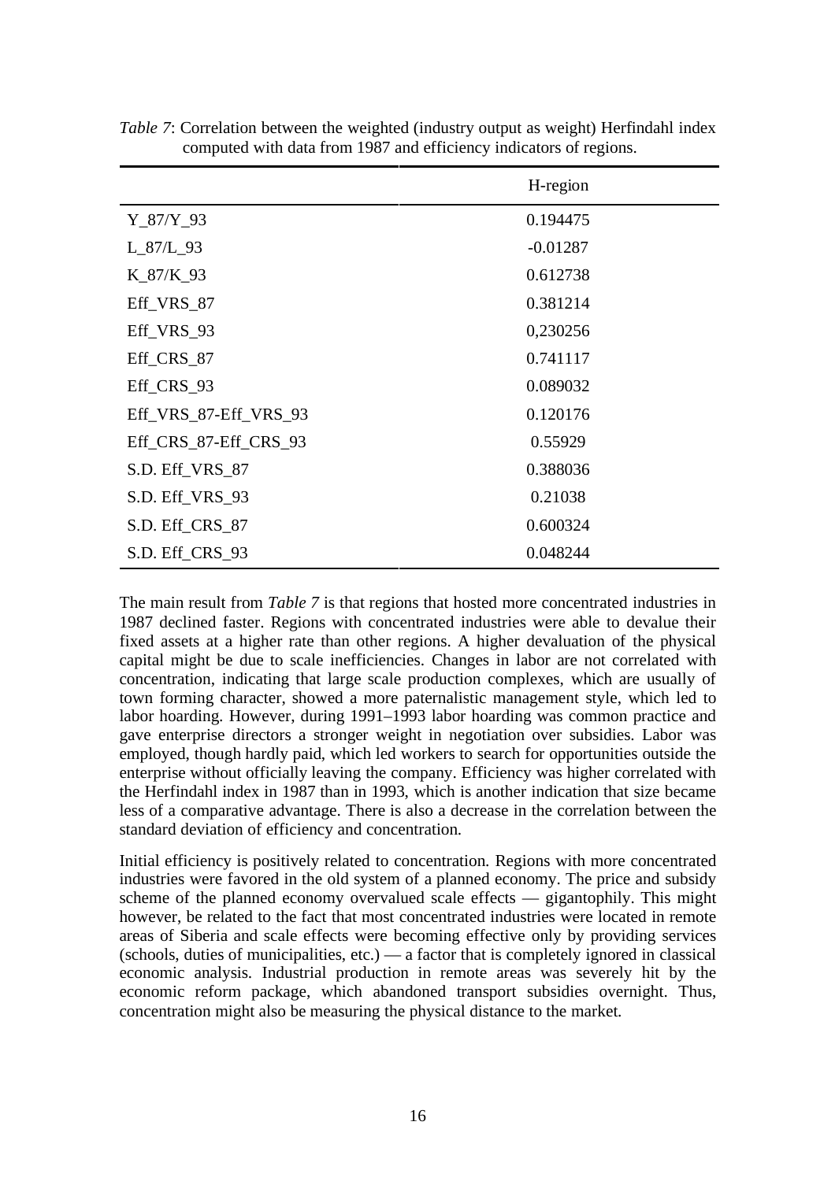*Table 7*: Correlation between the weighted (industry output as weight) Herfindahl index computed with data from 1987 and efficiency indicators of regions.

| | H-region |
|---|---|
| Y_87/Y_93 | 0.194475 |
| L_87/L_93 | -0.01287 |
| K_87/K_93 | 0.612738 |
| Eff_VRS_87 | 0.381214 |
| Eff_VRS_93 | 0,230256 |
| Eff_CRS_87 | 0.741117 |
| Eff_CRS_93 | 0.089032 |
| Eff_VRS_87-Eff_VRS_93 | 0.120176 |
| Eff_CRS_87-Eff_CRS_93 | 0.55929 |
| S.D. Eff_VRS_87 | 0.388036 |
| S.D. Eff_VRS_93 | 0.21038 |
| S.D. Eff_CRS_87 | 0.600324 |
| S.D. Eff_CRS_93 | 0.048244 |

The main result from *Table 7* is that regions that hosted more concentrated industries in 1987 declined faster. Regions with concentrated industries were able to devalue their fixed assets at a higher rate than other regions. A higher devaluation of the physical capital might be due to scale inefficiencies. Changes in labor are not correlated with concentration, indicating that large scale production complexes, which are usually of town forming character, showed a more paternalistic management style, which led to labor hoarding. However, during 1991–1993 labor hoarding was common practice and gave enterprise directors a stronger weight in negotiation over subsidies. Labor was employed, though hardly paid, which led workers to search for opportunities outside the enterprise without officially leaving the company. Efficiency was higher correlated with the Herfindahl index in 1987 than in 1993, which is another indication that size became less of a comparative advantage. There is also a decrease in the correlation between the standard deviation of efficiency and concentration.

Initial efficiency is positively related to concentration. Regions with more concentrated industries were favored in the old system of a planned economy. The price and subsidy scheme of the planned economy overvalued scale effects — gigantophily. This might however, be related to the fact that most concentrated industries were located in remote areas of Siberia and scale effects were becoming effective only by providing services (schools, duties of municipalities, etc.) — a factor that is completely ignored in classical economic analysis. Industrial production in remote areas was severely hit by the economic reform package, which abandoned transport subsidies overnight. Thus, concentration might also be measuring the physical distance to the market.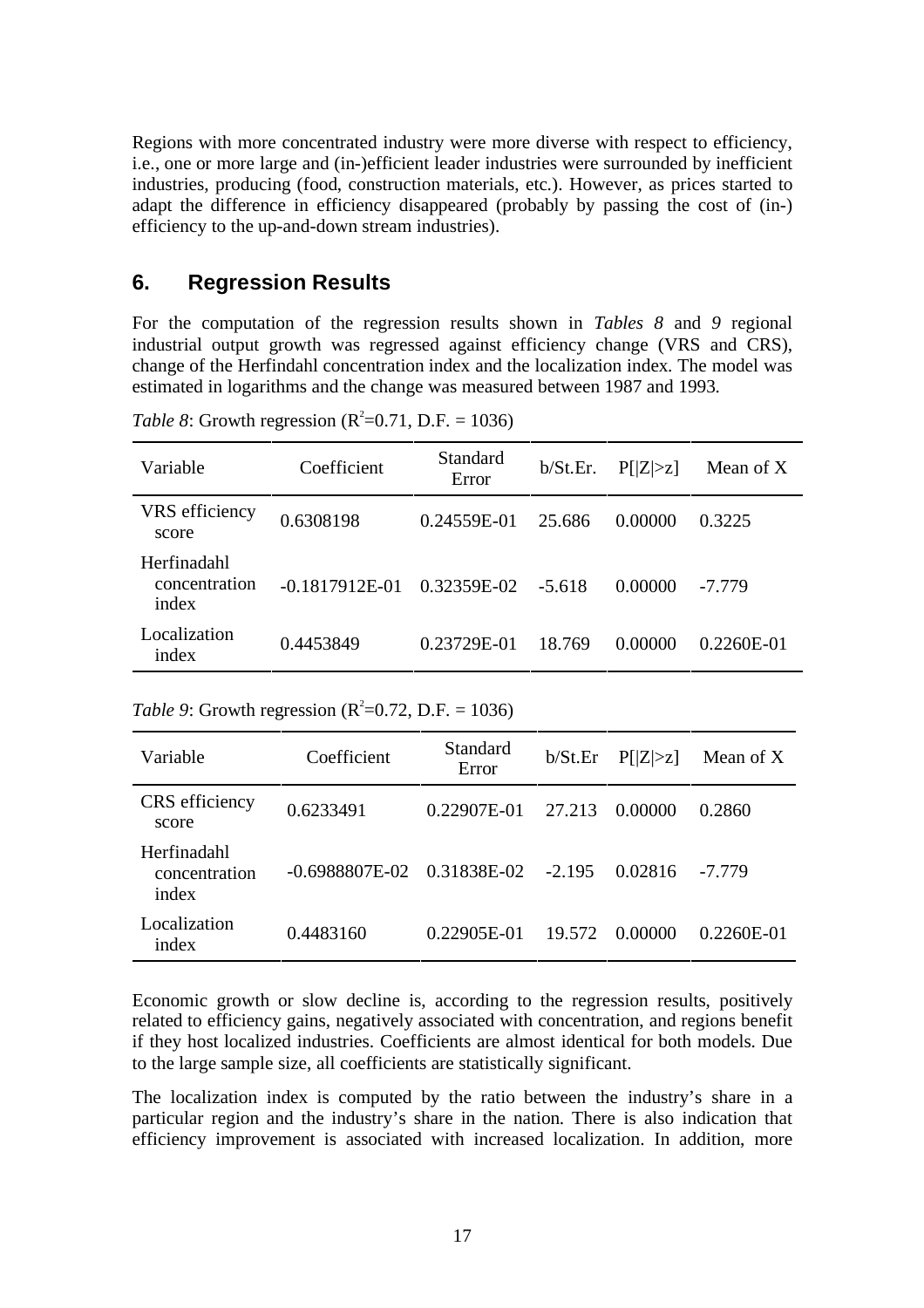Regions with more concentrated industry were more diverse with respect to efficiency, i.e., one or more large and (in-)efficient leader industries were surrounded by inefficient industries, producing (food, construction materials, etc.). However, as prices started to adapt the difference in efficiency disappeared (probably by passing the cost of (in-) efficiency to the up-and-down stream industries).

## 6. Regression Results

For the computation of the regression results shown in *Tables 8* and *9* regional industrial output growth was regressed against efficiency change (VRS and CRS), change of the Herfindahl concentration index and the localization index. The model was estimated in logarithms and the change was measured between 1987 and 1993.

*Table 8*: Growth regression ($R^2$=0.71, D.F. = 1036)

| Variable | Coefficient | Standard Error | b/St.Er. | P[\|Z\|>z] | Mean of X |
|---|---|---|---|---|---|
| VRS efficiency score | 0.6308198 | 0.24559E-01 | 25.686 | 0.00000 | 0.3225 |
| Herfinadahl concentration index | -0.1817912E-01 | 0.32359E-02 | -5.618 | 0.00000 | -7.779 |
| Localization index | 0.4453849 | 0.23729E-01 | 18.769 | 0.00000 | 0.2260E-01 |

*Table 9*: Growth regression ($R^2$=0.72, D.F. = 1036)

| Variable | Coefficient | Standard Error | b/St.Er | P[\|Z\|>z] | Mean of X |
|---|---|---|---|---|---|
| CRS efficiency score | 0.6233491 | 0.22907E-01 | 27.213 | 0.00000 | 0.2860 |
| Herfinadahl concentration index | -0.6988807E-02 | 0.31838E-02 | -2.195 | 0.02816 | -7.779 |
| Localization index | 0.4483160 | 0.22905E-01 | 19.572 | 0.00000 | 0.2260E-01 |

Economic growth or slow decline is, according to the regression results, positively related to efficiency gains, negatively associated with concentration, and regions benefit if they host localized industries. Coefficients are almost identical for both models. Due to the large sample size, all coefficients are statistically significant.

The localization index is computed by the ratio between the industry's share in a particular region and the industry's share in the nation. There is also indication that efficiency improvement is associated with increased localization. In addition, more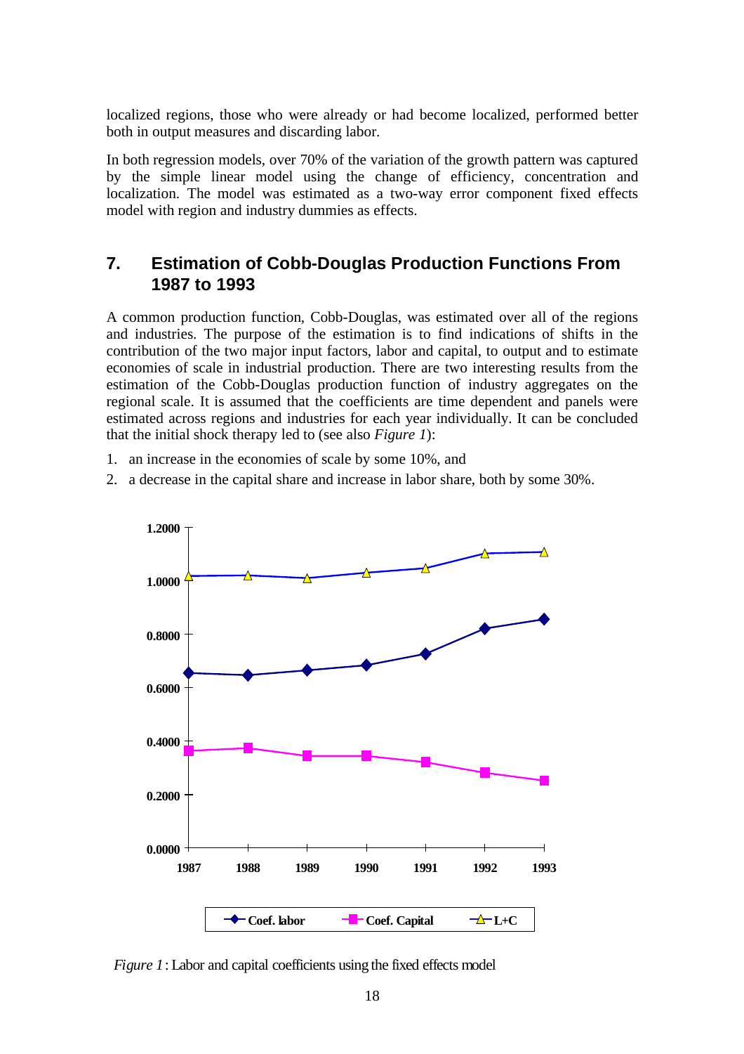localized regions, those who were already or had become localized, performed better both in output measures and discarding labor.

In both regression models, over 70% of the variation of the growth pattern was captured by the simple linear model using the change of efficiency, concentration and localization. The model was estimated as a two-way error component fixed effects model with region and industry dummies as effects.

## 7. Estimation of Cobb-Douglas Production Functions From 1987 to 1993

A common production function, Cobb-Douglas, was estimated over all of the regions and industries. The purpose of the estimation is to find indications of shifts in the contribution of the two major input factors, labor and capital, to output and to estimate economies of scale in industrial production. There are two interesting results from the estimation of the Cobb-Douglas production function of industry aggregates on the regional scale. It is assumed that the coefficients are time dependent and panels were estimated across regions and industries for each year individually. It can be concluded that the initial shock therapy led to (see also *Figure 1*):

1. an increase in the economies of scale by some 10%, and
2. a decrease in the capital share and increase in labor share, both by some 30%.

*Figure 1* : Labor and capital coefficients using the fixed effects model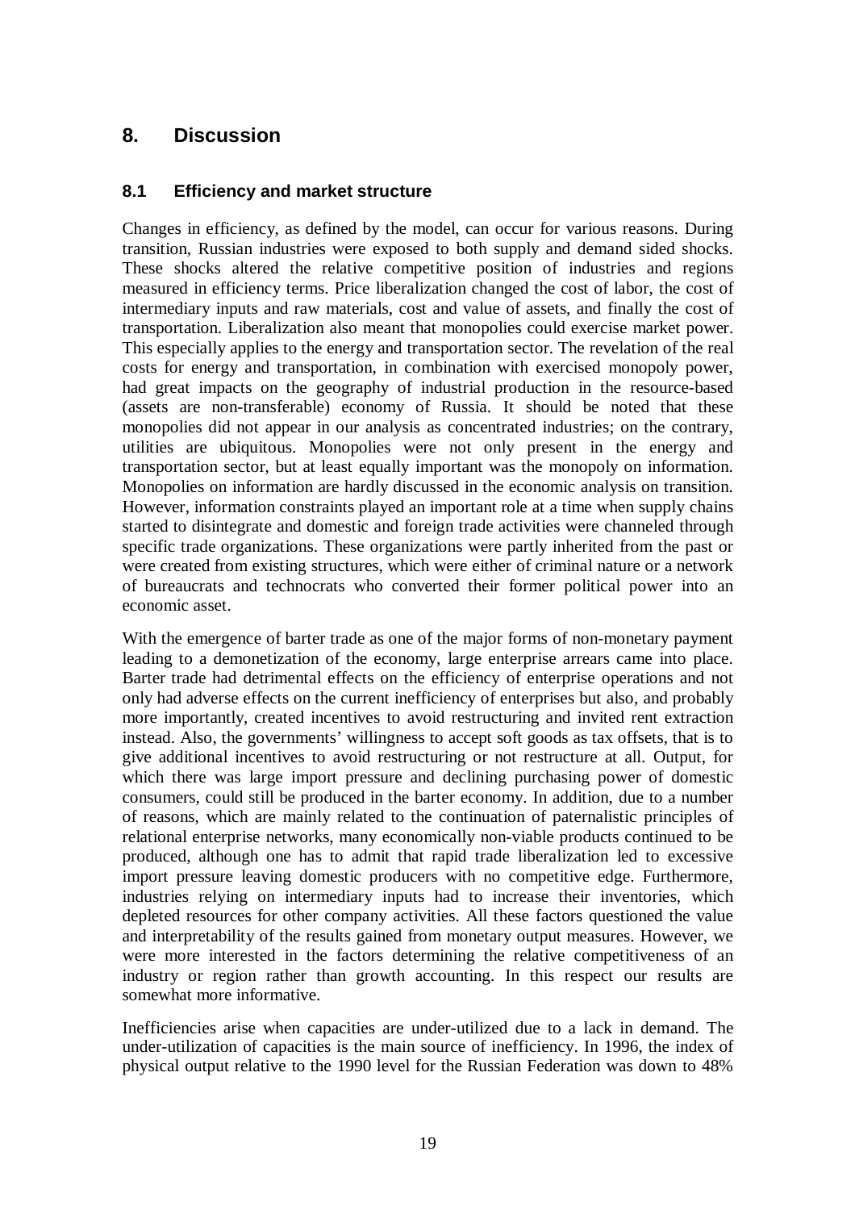## 8. Discussion

### 8.1 Efficiency and market structure

Changes in efficiency, as defined by the model, can occur for various reasons. During transition, Russian industries were exposed to both supply and demand sided shocks. These shocks altered the relative competitive position of industries and regions measured in efficiency terms. Price liberalization changed the cost of labor, the cost of intermediary inputs and raw materials, cost and value of assets, and finally the cost of transportation. Liberalization also meant that monopolies could exercise market power. This especially applies to the energy and transportation sector. The revelation of the real costs for energy and transportation, in combination with exercised monopoly power, had great impacts on the geography of industrial production in the resource-based (assets are non-transferable) economy of Russia. It should be noted that these monopolies did not appear in our analysis as concentrated industries; on the contrary, utilities are ubiquitous. Monopolies were not only present in the energy and transportation sector, but at least equally important was the monopoly on information. Monopolies on information are hardly discussed in the economic analysis on transition. However, information constraints played an important role at a time when supply chains started to disintegrate and domestic and foreign trade activities were channeled through specific trade organizations. These organizations were partly inherited from the past or were created from existing structures, which were either of criminal nature or a network of bureaucrats and technocrats who converted their former political power into an economic asset.

With the emergence of barter trade as one of the major forms of non-monetary payment leading to a demonetization of the economy, large enterprise arrears came into place. Barter trade had detrimental effects on the efficiency of enterprise operations and not only had adverse effects on the current inefficiency of enterprises but also, and probably more importantly, created incentives to avoid restructuring and invited rent extraction instead. Also, the governments' willingness to accept soft goods as tax offsets, that is to give additional incentives to avoid restructuring or not restructure at all. Output, for which there was large import pressure and declining purchasing power of domestic consumers, could still be produced in the barter economy. In addition, due to a number of reasons, which are mainly related to the continuation of paternalistic principles of relational enterprise networks, many economically non-viable products continued to be produced, although one has to admit that rapid trade liberalization led to excessive import pressure leaving domestic producers with no competitive edge. Furthermore, industries relying on intermediary inputs had to increase their inventories, which depleted resources for other company activities. All these factors questioned the value and interpretability of the results gained from monetary output measures. However, we were more interested in the factors determining the relative competitiveness of an industry or region rather than growth accounting. In this respect our results are somewhat more informative.

Inefficiencies arise when capacities are under-utilized due to a lack in demand. The under-utilization of capacities is the main source of inefficiency. In 1996, the index of physical output relative to the 1990 level for the Russian Federation was down to 48%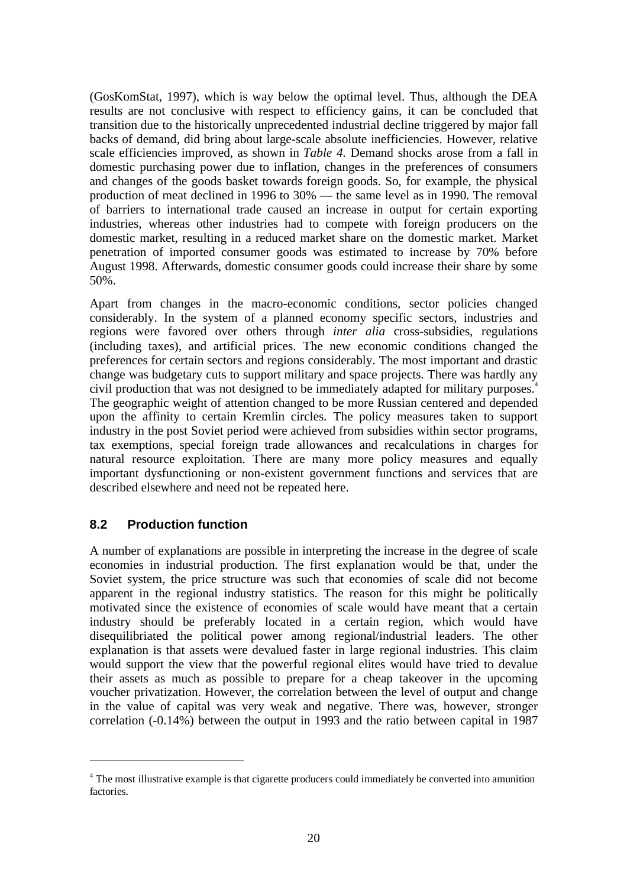(GosKomStat, 1997), which is way below the optimal level. Thus, although the DEA results are not conclusive with respect to efficiency gains, it can be concluded that transition due to the historically unprecedented industrial decline triggered by major fall backs of demand, did bring about large-scale absolute inefficiencies. However, relative scale efficiencies improved, as shown in *Table 4*. Demand shocks arose from a fall in domestic purchasing power due to inflation, changes in the preferences of consumers and changes of the goods basket towards foreign goods. So, for example, the physical production of meat declined in 1996 to 30% — the same level as in 1990. The removal of barriers to international trade caused an increase in output for certain exporting industries, whereas other industries had to compete with foreign producers on the domestic market, resulting in a reduced market share on the domestic market. Market penetration of imported consumer goods was estimated to increase by 70% before August 1998. Afterwards, domestic consumer goods could increase their share by some 50%.

Apart from changes in the macro-economic conditions, sector policies changed considerably. In the system of a planned economy specific sectors, industries and regions were favored over others through *inter alia* cross-subsidies, regulations (including taxes), and artificial prices. The new economic conditions changed the preferences for certain sectors and regions considerably. The most important and drastic change was budgetary cuts to support military and space projects. There was hardly any civil production that was not designed to be immediately adapted for military purposes.[4] The geographic weight of attention changed to be more Russian centered and depended upon the affinity to certain Kremlin circles. The policy measures taken to support industry in the post Soviet period were achieved from subsidies within sector programs, tax exemptions, special foreign trade allowances and recalculations in charges for natural resource exploitation. There are many more policy measures and equally important dysfunctioning or non-existent government functions and services that are described elsewhere and need not be repeated here.

## 8.2 Production function

A number of explanations are possible in interpreting the increase in the degree of scale economies in industrial production. The first explanation would be that, under the Soviet system, the price structure was such that economies of scale did not become apparent in the regional industry statistics. The reason for this might be politically motivated since the existence of economies of scale would have meant that a certain industry should be preferably located in a certain region, which would have disequilibriated the political power among regional/industrial leaders. The other explanation is that assets were devalued faster in large regional industries. This claim would support the view that the powerful regional elites would have tried to devalue their assets as much as possible to prepare for a cheap takeover in the upcoming voucher privatization. However, the correlation between the level of output and change in the value of capital was very weak and negative. There was, however, stronger correlation (-0.14%) between the output in 1993 and the ratio between capital in 1987

---

[4] The most illustrative example is that cigarette producers could immediately be converted into amunition factories.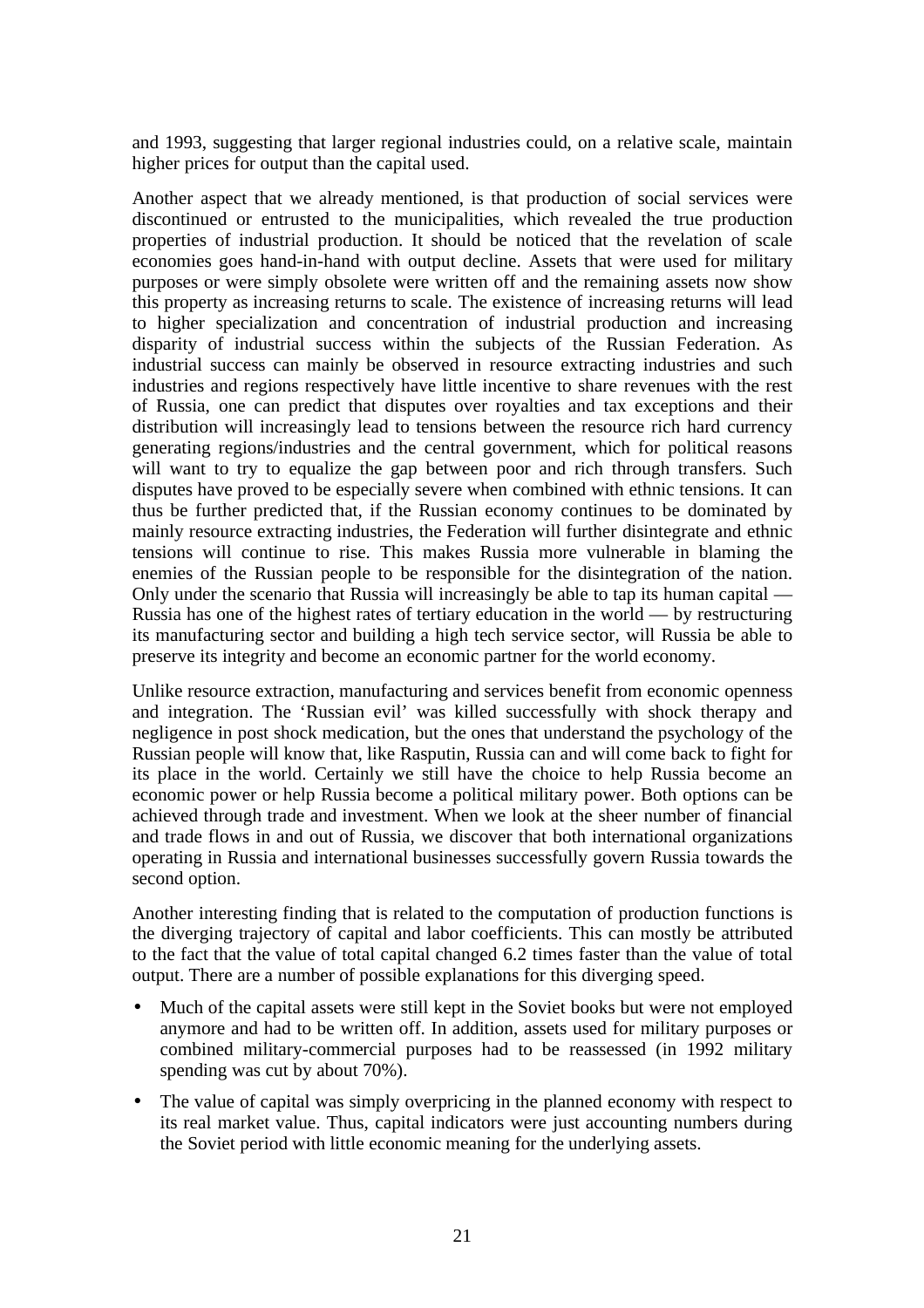and 1993, suggesting that larger regional industries could, on a relative scale, maintain higher prices for output than the capital used.

Another aspect that we already mentioned, is that production of social services were discontinued or entrusted to the municipalities, which revealed the true production properties of industrial production. It should be noticed that the revelation of scale economies goes hand-in-hand with output decline. Assets that were used for military purposes or were simply obsolete were written off and the remaining assets now show this property as increasing returns to scale. The existence of increasing returns will lead to higher specialization and concentration of industrial production and increasing disparity of industrial success within the subjects of the Russian Federation. As industrial success can mainly be observed in resource extracting industries and such industries and regions respectively have little incentive to share revenues with the rest of Russia, one can predict that disputes over royalties and tax exceptions and their distribution will increasingly lead to tensions between the resource rich hard currency generating regions/industries and the central government, which for political reasons will want to try to equalize the gap between poor and rich through transfers. Such disputes have proved to be especially severe when combined with ethnic tensions. It can thus be further predicted that, if the Russian economy continues to be dominated by mainly resource extracting industries, the Federation will further disintegrate and ethnic tensions will continue to rise. This makes Russia more vulnerable in blaming the enemies of the Russian people to be responsible for the disintegration of the nation. Only under the scenario that Russia will increasingly be able to tap its human capital — Russia has one of the highest rates of tertiary education in the world — by restructuring its manufacturing sector and building a high tech service sector, will Russia be able to preserve its integrity and become an economic partner for the world economy.

Unlike resource extraction, manufacturing and services benefit from economic openness and integration. The 'Russian evil' was killed successfully with shock therapy and negligence in post shock medication, but the ones that understand the psychology of the Russian people will know that, like Rasputin, Russia can and will come back to fight for its place in the world. Certainly we still have the choice to help Russia become an economic power or help Russia become a political military power. Both options can be achieved through trade and investment. When we look at the sheer number of financial and trade flows in and out of Russia, we discover that both international organizations operating in Russia and international businesses successfully govern Russia towards the second option.

Another interesting finding that is related to the computation of production functions is the diverging trajectory of capital and labor coefficients. This can mostly be attributed to the fact that the value of total capital changed 6.2 times faster than the value of total output. There are a number of possible explanations for this diverging speed.

- Much of the capital assets were still kept in the Soviet books but were not employed anymore and had to be written off. In addition, assets used for military purposes or combined military-commercial purposes had to be reassessed (in 1992 military spending was cut by about 70%).
- The value of capital was simply overpricing in the planned economy with respect to its real market value. Thus, capital indicators were just accounting numbers during the Soviet period with little economic meaning for the underlying assets.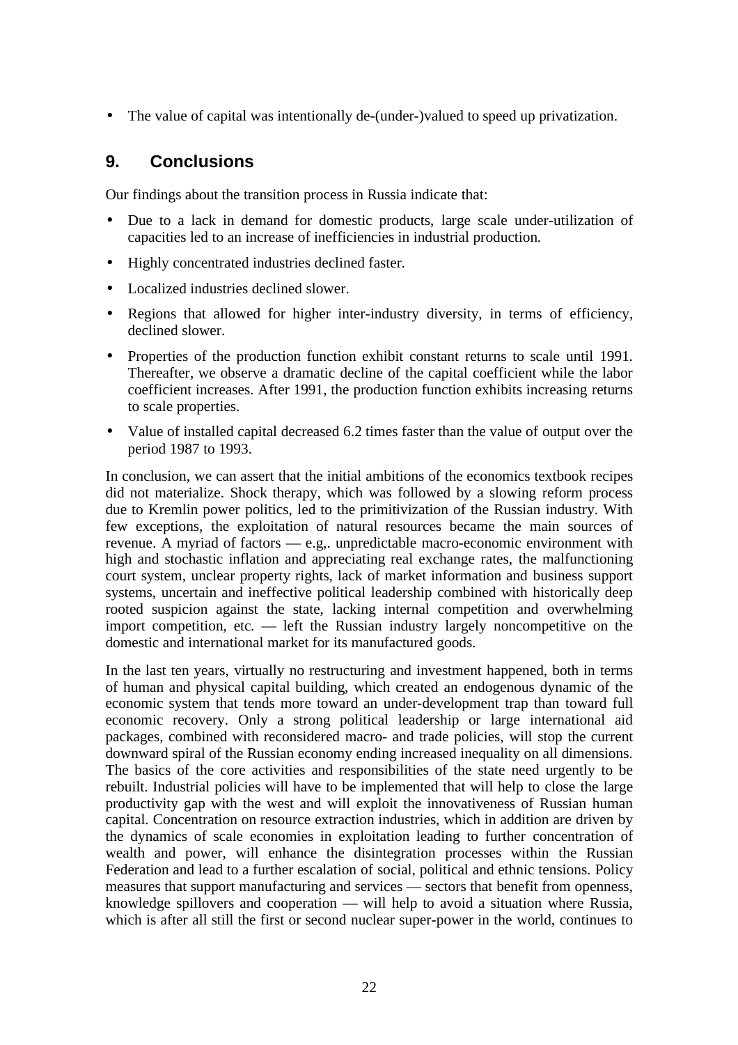- The value of capital was intentionally de-(under-)valued to speed up privatization.

## 9. Conclusions

Our findings about the transition process in Russia indicate that:

- Due to a lack in demand for domestic products, large scale under-utilization of capacities led to an increase of inefficiencies in industrial production.
- Highly concentrated industries declined faster.
- Localized industries declined slower.
- Regions that allowed for higher inter-industry diversity, in terms of efficiency, declined slower.
- Properties of the production function exhibit constant returns to scale until 1991. Thereafter, we observe a dramatic decline of the capital coefficient while the labor coefficient increases. After 1991, the production function exhibits increasing returns to scale properties.
- Value of installed capital decreased 6.2 times faster than the value of output over the period 1987 to 1993.

In conclusion, we can assert that the initial ambitions of the economics textbook recipes did not materialize. Shock therapy, which was followed by a slowing reform process due to Kremlin power politics, led to the primitivization of the Russian industry. With few exceptions, the exploitation of natural resources became the main sources of revenue. A myriad of factors — e.g,. unpredictable macro-economic environment with high and stochastic inflation and appreciating real exchange rates, the malfunctioning court system, unclear property rights, lack of market information and business support systems, uncertain and ineffective political leadership combined with historically deep rooted suspicion against the state, lacking internal competition and overwhelming import competition, etc. — left the Russian industry largely noncompetitive on the domestic and international market for its manufactured goods.

In the last ten years, virtually no restructuring and investment happened, both in terms of human and physical capital building, which created an endogenous dynamic of the economic system that tends more toward an under-development trap than toward full economic recovery. Only a strong political leadership or large international aid packages, combined with reconsidered macro- and trade policies, will stop the current downward spiral of the Russian economy ending increased inequality on all dimensions. The basics of the core activities and responsibilities of the state need urgently to be rebuilt. Industrial policies will have to be implemented that will help to close the large productivity gap with the west and will exploit the innovativeness of Russian human capital. Concentration on resource extraction industries, which in addition are driven by the dynamics of scale economies in exploitation leading to further concentration of wealth and power, will enhance the disintegration processes within the Russian Federation and lead to a further escalation of social, political and ethnic tensions. Policy measures that support manufacturing and services — sectors that benefit from openness, knowledge spillovers and cooperation — will help to avoid a situation where Russia, which is after all still the first or second nuclear super-power in the world, continues to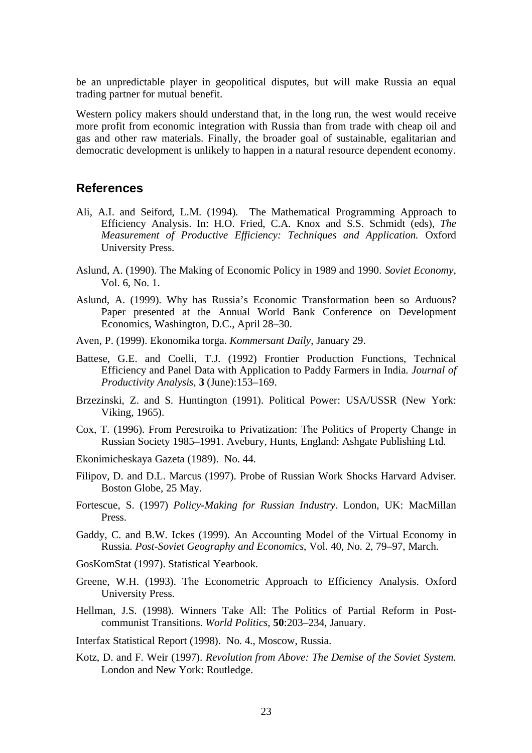be an unpredictable player in geopolitical disputes, but will make Russia an equal trading partner for mutual benefit.

Western policy makers should understand that, in the long run, the west would receive more profit from economic integration with Russia than from trade with cheap oil and gas and other raw materials. Finally, the broader goal of sustainable, egalitarian and democratic development is unlikely to happen in a natural resource dependent economy.

## References

Ali, A.I. and Seiford, L.M. (1994). The Mathematical Programming Approach to Efficiency Analysis. In: H.O. Fried, C.A. Knox and S.S. Schmidt (eds), *The Measurement of Productive Efficiency: Techniques and Application.* Oxford University Press.

Aslund, A. (1990). The Making of Economic Policy in 1989 and 1990. *Soviet Economy*, Vol. 6, No. 1.

Aslund, A. (1999). Why has Russia's Economic Transformation been so Arduous? Paper presented at the Annual World Bank Conference on Development Economics, Washington, D.C., April 28–30.

Aven, P. (1999). Ekonomika torga. *Kommersant Daily*, January 29.

Battese, G.E. and Coelli, T.J. (1992) Frontier Production Functions, Technical Efficiency and Panel Data with Application to Paddy Farmers in India. *Journal of Productivity Analysis*, **3** (June):153–169.

Brzezinski, Z. and S. Huntington (1991). Political Power: USA/USSR (New York: Viking, 1965).

Cox, T. (1996). From Perestroika to Privatization: The Politics of Property Change in Russian Society 1985–1991. Avebury, Hunts, England: Ashgate Publishing Ltd.

Ekonimicheskaya Gazeta (1989). No. 44.

Filipov, D. and D.L. Marcus (1997). Probe of Russian Work Shocks Harvard Adviser. Boston Globe, 25 May.

Fortescue, S. (1997) *Policy-Making for Russian Industry*. London, UK: MacMillan Press.

Gaddy, C. and B.W. Ickes (1999). An Accounting Model of the Virtual Economy in Russia. *Post-Soviet Geography and Economics*, Vol. 40, No. 2, 79–97, March.

GosKomStat (1997). Statistical Yearbook.

Greene, W.H. (1993). The Econometric Approach to Efficiency Analysis. Oxford University Press.

Hellman, J.S. (1998). Winners Take All: The Politics of Partial Reform in Post-communist Transitions. *World Politics*, **50**:203–234, January.

Interfax Statistical Report (1998). No. 4., Moscow, Russia.

Kotz, D. and F. Weir (1997). *Revolution from Above: The Demise of the Soviet System.* London and New York: Routledge.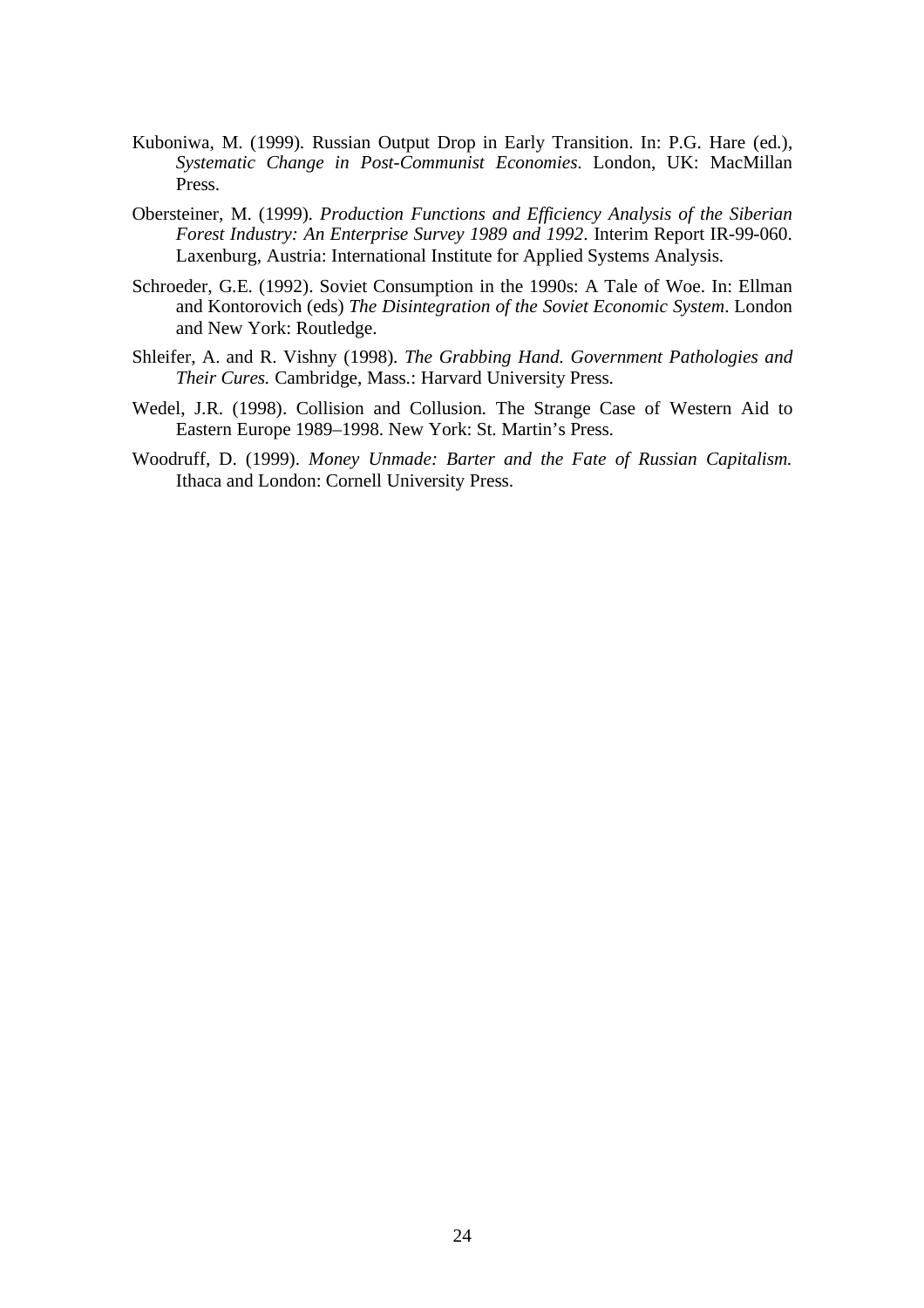Kuboniwa, M. (1999). Russian Output Drop in Early Transition. In: P.G. Hare (ed.), *Systematic Change in Post-Communist Economies*. London, UK: MacMillan Press.

Obersteiner, M. (1999). *Production Functions and Efficiency Analysis of the Siberian Forest Industry: An Enterprise Survey 1989 and 1992*. Interim Report IR-99-060. Laxenburg, Austria: International Institute for Applied Systems Analysis.

Schroeder, G.E. (1992). Soviet Consumption in the 1990s: A Tale of Woe. In: Ellman and Kontorovich (eds) *The Disintegration of the Soviet Economic System*. London and New York: Routledge.

Shleifer, A. and R. Vishny (1998). *The Grabbing Hand. Government Pathologies and Their Cures.* Cambridge, Mass.: Harvard University Press.

Wedel, J.R. (1998). Collision and Collusion. The Strange Case of Western Aid to Eastern Europe 1989–1998. New York: St. Martin's Press.

Woodruff, D. (1999). *Money Unmade: Barter and the Fate of Russian Capitalism.* Ithaca and London: Cornell University Press.